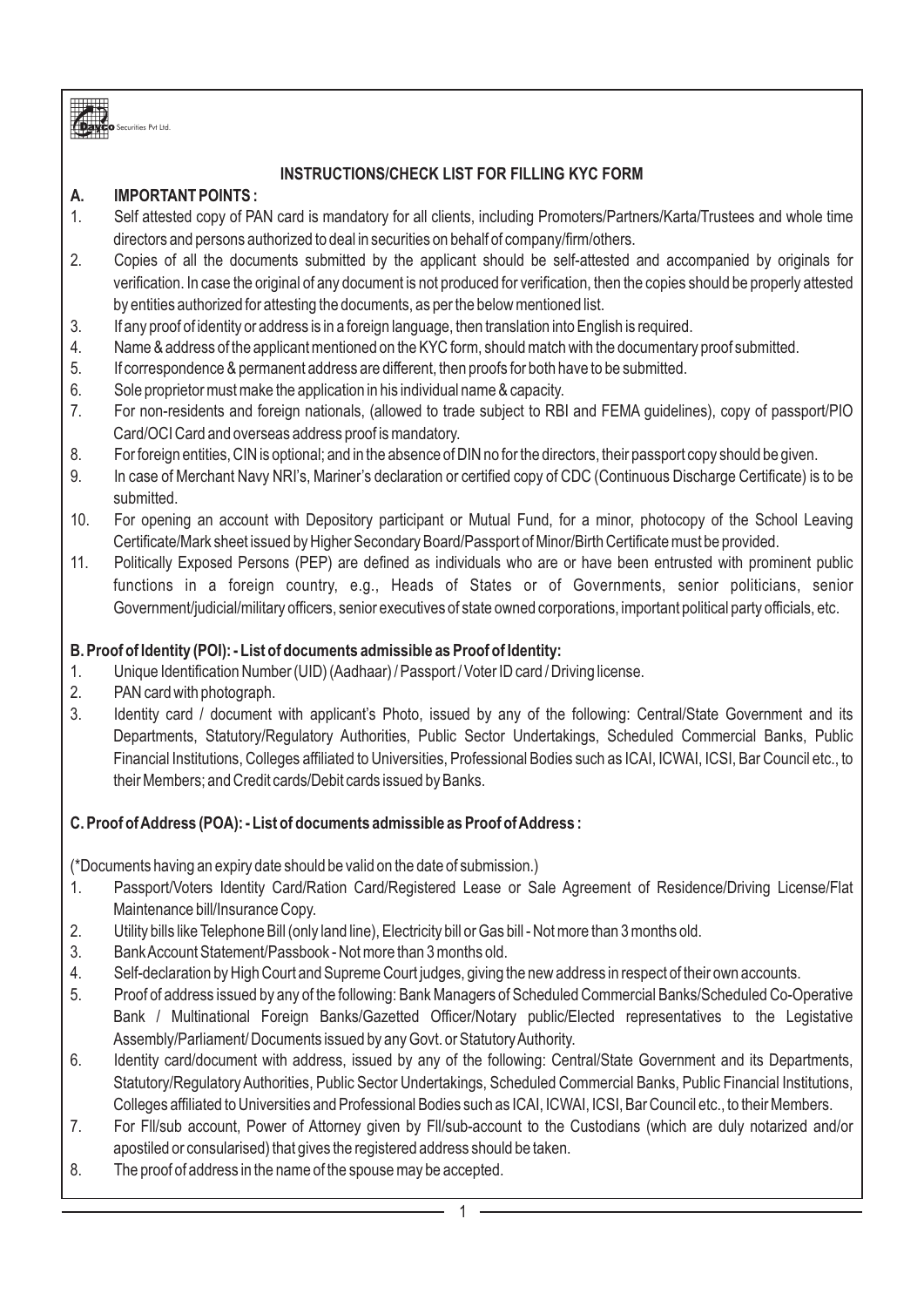Dayco Securities Pvt Ltd.

## INSTRUCTIONS/CHECK LIST FOR FILLING KYC FORM

### A. IMPORTANT POINTS :

1. Self attested copy of PAN card is mandatory for all clients, including Promoters/Partners/Karta/Trustees and whole time directors and persons authorized to deal in securities on behalf of company/firm/others.
2. Copies of all the documents submitted by the applicant should be self-attested and accompanied by originals for verification. In case the original of any document is not produced for verification, then the copies should be properly attested by entities authorized for attesting the documents, as per the below mentioned list.
3. If any proof of identity or address is in a foreign language, then translation into English is required.
4. Name & address of the applicant mentioned on the KYC form, should match with the documentary proof submitted.
5. If correspondence & permanent address are different, then proofs for both have to be submitted.
6. Sole proprietor must make the application in his individual name & capacity.
7. For non-residents and foreign nationals, (allowed to trade subject to RBI and FEMA guidelines), copy of passport/PIO Card/OCI Card and overseas address proof is mandatory.
8. For foreign entities, CIN is optional; and in the absence of DIN no for the directors, their passport copy should be given.
9. In case of Merchant Navy NRI's, Mariner's declaration or certified copy of CDC (Continuous Discharge Certificate) is to be submitted.
10. For opening an account with Depository participant or Mutual Fund, for a minor, photocopy of the School Leaving Certificate/Mark sheet issued by Higher Secondary Board/Passport of Minor/Birth Certificate must be provided.
11. Politically Exposed Persons (PEP) are defined as individuals who are or have been entrusted with prominent public functions in a foreign country, e.g., Heads of States or of Governments, senior politicians, senior Government/judicial/military officers, senior executives of state owned corporations, important political party officials, etc.

### B. Proof of Identity (POI): - List of documents admissible as Proof of Identity:

1. Unique Identification Number (UID) (Aadhaar) / Passport / Voter ID card / Driving license.
2. PAN card with photograph.
3. Identity card / document with applicant's Photo, issued by any of the following: Central/State Government and its Departments, Statutory/Regulatory Authorities, Public Sector Undertakings, Scheduled Commercial Banks, Public Financial Institutions, Colleges affiliated to Universities, Professional Bodies such as ICAI, ICWAI, ICSI, Bar Council etc., to their Members; and Credit cards/Debit cards issued by Banks.

### C. Proof of Address (POA): - List of documents admissible as Proof of Address :

(*Documents having an expiry date should be valid on the date of submission.)

1. Passport/Voters Identity Card/Ration Card/Registered Lease or Sale Agreement of Residence/Driving License/Flat Maintenance bill/Insurance Copy.
2. Utility bills like Telephone Bill (only land line), Electricity bill or Gas bill - Not more than 3 months old.
3. Bank Account Statement/Passbook - Not more than 3 months old.
4. Self-declaration by High Court and Supreme Court judges, giving the new address in respect of their own accounts.
5. Proof of address issued by any of the following: Bank Managers of Scheduled Commercial Banks/Scheduled Co-Operative Bank / Multinational Foreign Banks/Gazetted Officer/Notary public/Elected representatives to the Legistative Assembly/Parliament/ Documents issued by any Govt. or Statutory Authority.
6. Identity card/document with address, issued by any of the following: Central/State Government and its Departments, Statutory/Regulatory Authorities, Public Sector Undertakings, Scheduled Commercial Banks, Public Financial Institutions, Colleges affiliated to Universities and Professional Bodies such as ICAI, ICWAI, ICSI, Bar Council etc., to their Members.
7. For FII/sub account, Power of Attorney given by FII/sub-account to the Custodians (which are duly notarized and/or apostiled or consularised) that gives the registered address should be taken.
8. The proof of address in the name of the spouse may be accepted.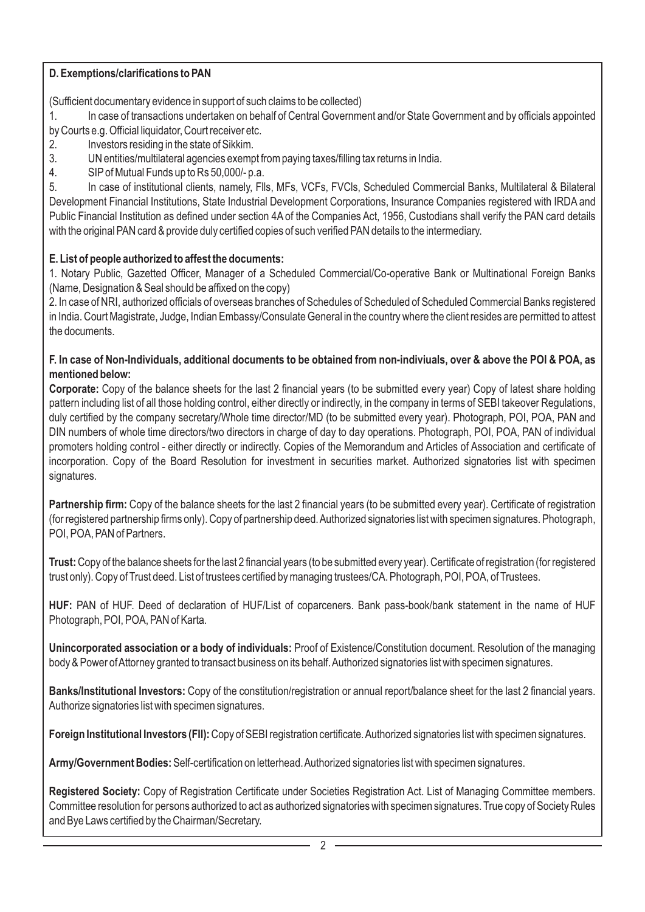**D. Exemptions/clarifications to PAN**

(Sufficient documentary evidence in support of such claims to be collected)

1. In case of transactions undertaken on behalf of Central Government and/or State Government and by officials appointed by Courts e.g. Official liquidator, Court receiver etc.
2. Investors residing in the state of Sikkim.
3. UN entities/multilateral agencies exempt from paying taxes/filling tax returns in India.
4. SIP of Mutual Funds up to Rs 50,000/- p.a.
5. In case of institutional clients, namely, FIIs, MFs, VCFs, FVCIs, Scheduled Commercial Banks, Multilateral & Bilateral Development Financial Institutions, State Industrial Development Corporations, Insurance Companies registered with IRDA and Public Financial Institution as defined under section 4A of the Companies Act, 1956, Custodians shall verify the PAN card details with the original PAN card & provide duly certified copies of such verified PAN details to the intermediary.

**E. List of people authorized to affest the documents:**

1. Notary Public, Gazetted Officer, Manager of a Scheduled Commercial/Co-operative Bank or Multinational Foreign Banks (Name, Designation & Seal should be affixed on the copy)

2. In case of NRI, authorized officials of overseas branches of Schedules of Scheduled of Scheduled Commercial Banks registered in India. Court Magistrate, Judge, Indian Embassy/Consulate General in the country where the client resides are permitted to attest the documents.

**F. In case of Non-Individuals, additional documents to be obtained from non-indiviuals, over & above the POI & POA, as mentioned below:**

**Corporate:** Copy of the balance sheets for the last 2 financial years (to be submitted every year) Copy of latest share holding pattern including list of all those holding control, either directly or indirectly, in the company in terms of SEBI takeover Regulations, duly certified by the company secretary/Whole time director/MD (to be submitted every year). Photograph, POI, POA, PAN and DIN numbers of whole time directors/two directors in charge of day to day operations. Photograph, POI, POA, PAN of individual promoters holding control - either directly or indirectly. Copies of the Memorandum and Articles of Association and certificate of incorporation. Copy of the Board Resolution for investment in securities market. Authorized signatories list with specimen signatures.

**Partnership firm:** Copy of the balance sheets for the last 2 financial years (to be submitted every year). Certificate of registration (for registered partnership firms only). Copy of partnership deed. Authorized signatories list with specimen signatures. Photograph, POI, POA, PAN of Partners.

**Trust:** Copy of the balance sheets for the last 2 financial years (to be submitted every year). Certificate of registration (for registered trust only). Copy of Trust deed. List of trustees certified by managing trustees/CA. Photograph, POI, POA, of Trustees.

**HUF:** PAN of HUF. Deed of declaration of HUF/List of coparceners. Bank pass-book/bank statement in the name of HUF Photograph, POI, POA, PAN of Karta.

**Unincorporated association or a body of individuals:** Proof of Existence/Constitution document. Resolution of the managing body & Power of Attorney granted to transact business on its behalf. Authorized signatories list with specimen signatures.

**Banks/Institutional Investors:** Copy of the constitution/registration or annual report/balance sheet for the last 2 financial years. Authorize signatories list with specimen signatures.

**Foreign Institutional Investors (FII):** Copy of SEBI registration certificate. Authorized signatories list with specimen signatures.

**Army/Government Bodies:** Self-certification on letterhead. Authorized signatories list with specimen signatures.

**Registered Society:** Copy of Registration Certificate under Societies Registration Act. List of Managing Committee members. Committee resolution for persons authorized to act as authorized signatories with specimen signatures. True copy of Society Rules and Bye Laws certified by the Chairman/Secretary.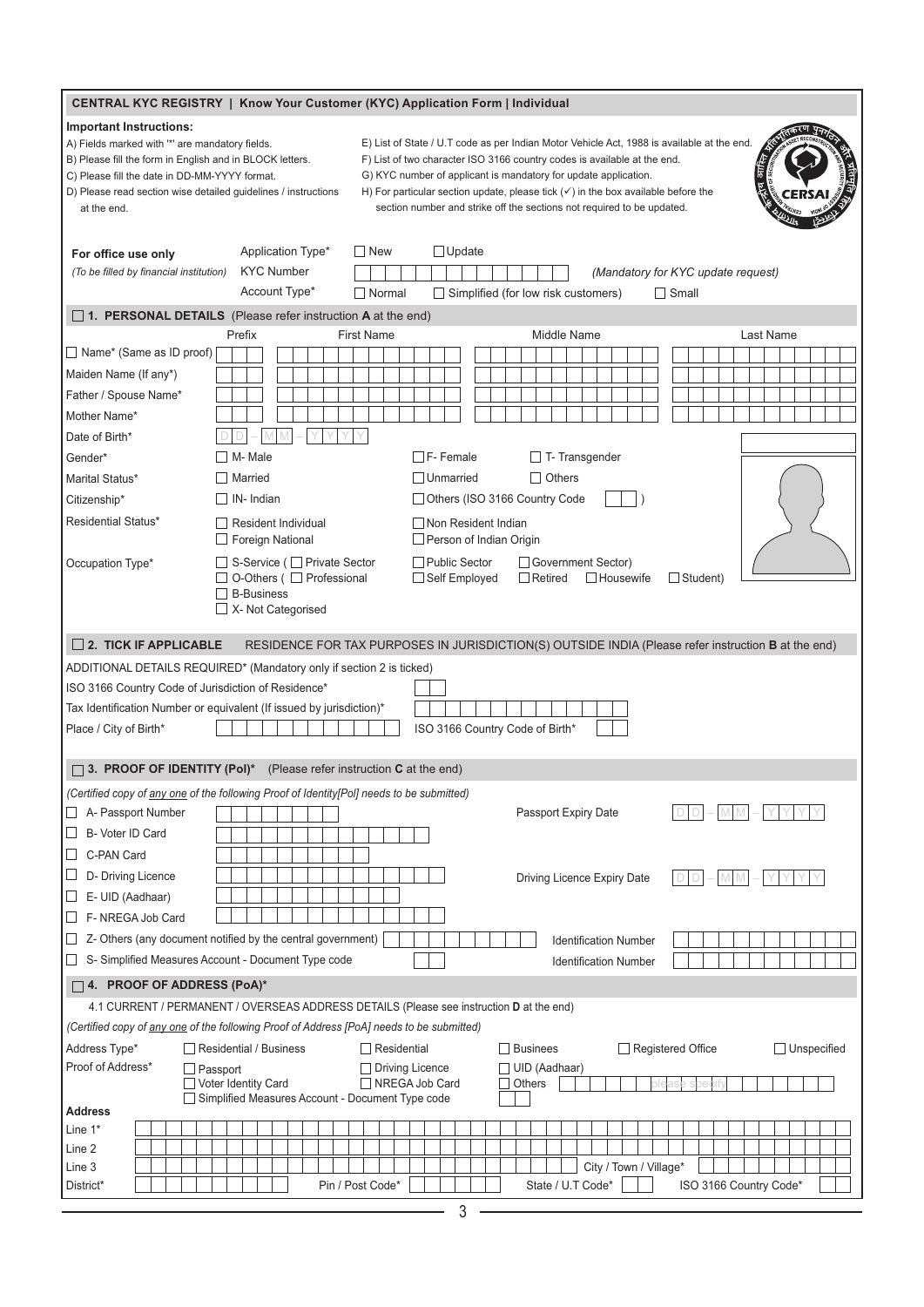# CENTRAL KYC REGISTRY | Know Your Customer (KYC) Application Form | Individual

**Important Instructions:**

A) Fields marked with '*' are mandatory fields.
B) Please fill the form in English and in BLOCK letters.
C) Please fill the date in DD-MM-YYYY format.
D) Please read section wise detailed guidelines / instructions at the end.
E) List of State / U.T code as per Indian Motor Vehicle Act, 1988 is available at the end.
F) List of two character ISO 3166 country codes is available at the end.
G) KYC number of applicant is mandatory for update application.
H) For particular section update, please tick (✓) in the box available before the section number and strike off the sections not required to be updated.

**For office use only**
*(To be filled by financial institution)*

Application Type* ☐ New ☐ Update
KYC Number ________ *(Mandatory for KYC update request)*
Account Type* ☐ Normal ☐ Simplified (for low risk customers) ☐ Small

## ☐ 1. PERSONAL DETAILS (Please refer instruction A at the end)

| | Prefix | First Name | Middle Name | Last Name |
|---|---|---|---|---|
| ☐ Name* (Same as ID proof) | | | | |
| Maiden Name (If any*) | | | | |
| Father / Spouse Name* | | | | |
| Mother Name* | | | | |

Date of Birth* DD-MM-YYYY

Gender* ☐ M- Male ☐ F- Female ☐ T- Transgender

Marital Status* ☐ Married ☐ Unmarried ☐ Others

Citizenship* ☐ IN- Indian ☐ Others (ISO 3166 Country Code ___ )

Residential Status* ☐ Resident Individual ☐ Non Resident Indian ☐ Foreign National ☐ Person of Indian Origin

Occupation Type* ☐ S-Service ( ☐ Private Sector ☐ Public Sector ☐ Government Sector) ☐ O-Others ( ☐ Professional ☐ Self Employed ☐ Retired ☐ Housewife ☐ Student) ☐ B-Business ☐ X- Not Categorised

## ☐ 2. TICK IF APPLICABLE RESIDENCE FOR TAX PURPOSES IN JURISDICTION(S) OUTSIDE INDIA (Please refer instruction B at the end)

ADDITIONAL DETAILS REQUIRED* (Mandatory only if section 2 is ticked)

ISO 3166 Country Code of Jurisdiction of Residence*

Tax Identification Number or equivalent (If issued by jurisdiction)*

Place / City of Birth* ________ ISO 3166 Country Code of Birth* ___

## ☐ 3. PROOF OF IDENTITY (PoI)* (Please refer instruction C at the end)

*(Certified copy of any one of the following Proof of Identity[PoI] needs to be submitted)*

☐ A- Passport Number ________ Passport Expiry Date DD-MM-YYYY
☐ B- Voter ID Card
☐ C-PAN Card
☐ D- Driving Licence ________ Driving Licence Expiry Date DD-MM-YYYY
☐ E- UID (Aadhaar)
☐ F- NREGA Job Card
☐ Z- Others (any document notified by the central government) ________ Identification Number
☐ S- Simplified Measures Account - Document Type code ___ Identification Number

## ☐ 4. PROOF OF ADDRESS (PoA)*

4.1 CURRENT / PERMANENT / OVERSEAS ADDRESS DETAILS (Please see instruction D at the end)

*(Certified copy of any one of the following Proof of Address [PoA] needs to be submitted)*

Address Type* ☐ Residential / Business ☐ Residential ☐ Businees ☐ Registered Office ☐ Unspecified

Proof of Address* ☐ Passport ☐ Driving Licence ☐ UID (Aadhaar) ☐ Voter Identity Card ☐ NREGA Job Card ☐ Others ________ please specify ☐ Simplified Measures Account - Document Type code ___

**Address**

Line 1*
Line 2
Line 3 ________ City / Town / Village*
District* ________ Pin / Post Code* ________ State / U.T Code* ___ ISO 3166 Country Code* ___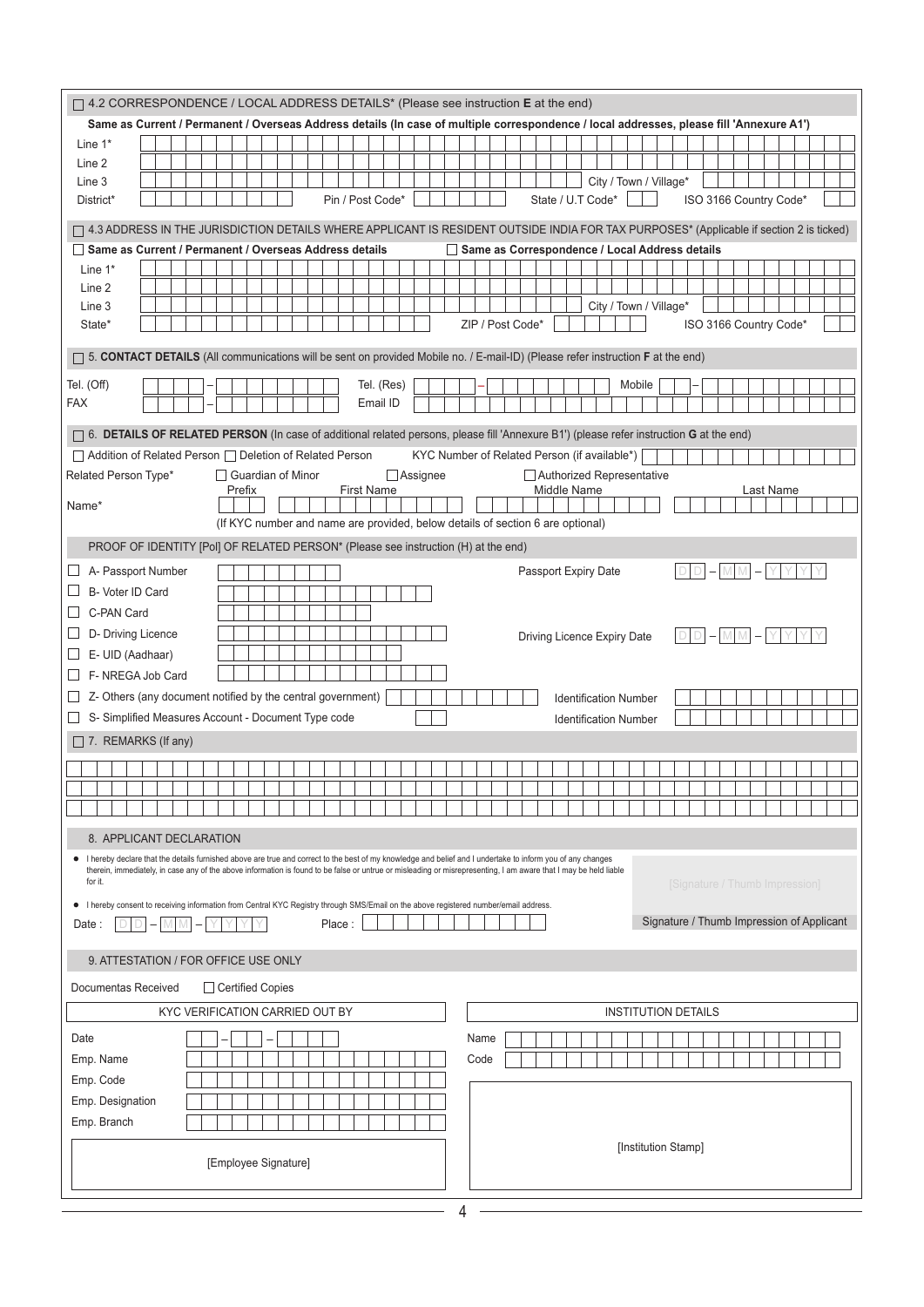☐ 4.2 CORRESPONDENCE / LOCAL ADDRESS DETAILS* (Please see instruction **E** at the end)

**Same as Current / Permanent / Overseas Address details (In case of multiple correspondence / local addresses, please fill 'Annexure A1')**

Line 1*

Line 2

Line 3 City / Town / Village*

District* Pin / Post Code* State / U.T Code* ISO 3166 Country Code*

☐ 4.3 ADDRESS IN THE JURISDICTION DETAILS WHERE APPLICANT IS RESIDENT OUTSIDE INDIA FOR TAX PURPOSES* (Applicable if section 2 is ticked)

☐ **Same as Current / Permanent / Overseas Address details** ☐ **Same as Correspondence / Local Address details**

Line 1*

Line 2

Line 3 City / Town / Village*

State* ZIP / Post Code* ISO 3166 Country Code*

☐ 5. **CONTACT DETAILS** (All communications will be sent on provided Mobile no. / E-mail-ID) (Please refer instruction **F** at the end)

Tel. (Off) – Tel. (Res) – Mobile –

FAX – Email ID

☐ 6. **DETAILS OF RELATED PERSON** (In case of additional related persons, please fill 'Annexure B1') (please refer instruction **G** at the end)

☐ Addition of Related Person ☐ Deletion of Related Person KYC Number of Related Person (if available*)

Related Person Type* ☐ Guardian of Minor ☐ Assignee ☐ Authorized Representative

| | Prefix | First Name | Middle Name | Last Name |
|---|---|---|---|---|
| Name* | | | | |

(If KYC number and name are provided, below details of section 6 are optional)

PROOF OF IDENTITY [PoI] OF RELATED PERSON* (Please see instruction (H) at the end)

☐ A- Passport Number Passport Expiry Date D D – M M – Y Y Y Y

☐ B- Voter ID Card

☐ C-PAN Card

☐ D- Driving Licence Driving Licence Expiry Date D D – M M – Y Y Y Y

☐ E- UID (Aadhaar)

☐ F- NREGA Job Card

☐ Z- Others (any document notified by the central government) Identification Number

☐ S- Simplified Measures Account - Document Type code Identification Number

☐ 7. REMARKS (If any)

8. APPLICANT DECLARATION

- I hereby declare that the details furnished above are true and correct to the best of my knowledge and belief and I undertake to inform you of any changes therein, immediately, in case any of the above information is found to be false or untrue or misleading or misrepresenting, I am aware that I may be held liable for it.
- I hereby consent to receiving information from Central KYC Registry through SMS/Email on the above registered number/email address.

Date : D D – M M – Y Y Y Y Place :

[Signature / Thumb Impression]

Signature / Thumb Impression of Applicant

9. ATTESTATION / FOR OFFICE USE ONLY

Documentas Received ☐ Certified Copies

| KYC VERIFICATION CARRIED OUT BY | | INSTITUTION DETAILS | |
|---|---|---|---|
| Date | – – | Name | |
| Emp. Name | | Code | |
| Emp. Code | | | |
| Emp. Designation | | | |
| Emp. Branch | | | |
| [Employee Signature] | | [Institution Stamp] | |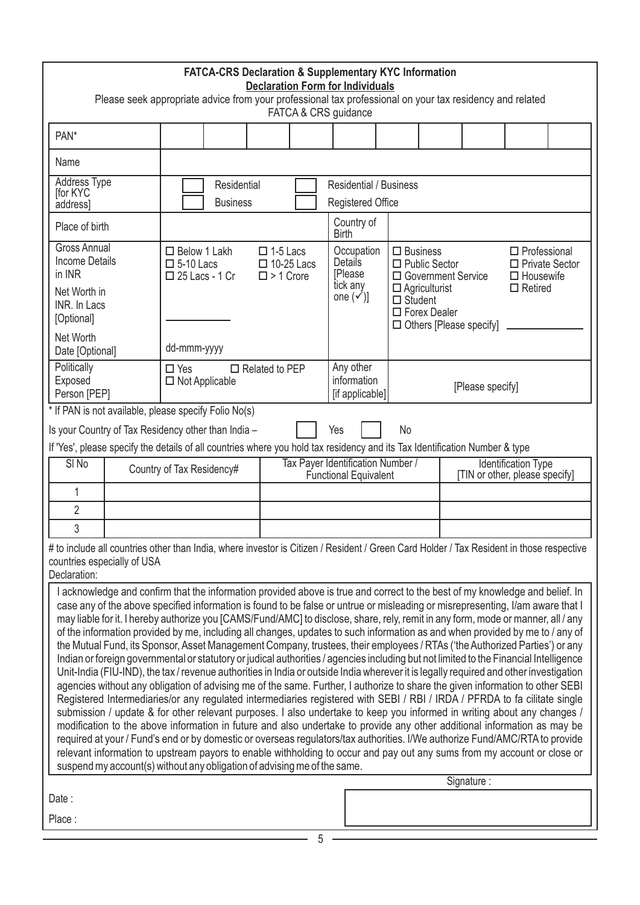## FATCA-CRS Declaration & Supplementary KYC Information

**Declaration Form for Individuals**

Please seek appropriate advice from your professional tax professional on your tax residency and related FATCA & CRS guidance

| PAN* | | | | | | | | | | |
|---|---|---|---|---|---|---|---|---|---|---|
| Name | | | | | | | | | | |

| Address Type [for KYC address] | ☐ Residential ☐ Business | ☐ Residential / Business ☐ Registered Office |
|---|---|---|
| Place of birth | | Country of Birth |
| Gross Annual Income Details in INR | ☐ Below 1 Lakh ☐ 1-5 Lacs ☐ 5-10 Lacs ☐ 10-25 Lacs ☐ 25 Lacs - 1 Cr ☐ > 1 Crore | Occupation Details [Please tick any one (✓)]: ☐ Business ☐ Professional ☐ Public Sector ☐ Private Sector ☐ Government Service ☐ Housewife ☐ Agriculturist ☐ Retired ☐ Student ☐ Forex Dealer ☐ Others [Please specify] ______ |
| Net Worth in INR. In Lacs [Optional] | ______ | |
| Net Worth Date [Optional] | dd-mmm-yyyy | |
| Politically Exposed Person [PEP] | ☐ Yes ☐ Related to PEP ☐ Not Applicable | Any other information [if applicable]: [Please specify] |

\* If PAN is not available, please specify Folio No(s)

Is your Country of Tax Residency other than India – ☐ Yes ☐ No

If 'Yes', please specify the details of all countries where you hold tax residency and its Tax Identification Number & type

| Sl No | Country of Tax Residency# | Tax Payer Identification Number / Functional Equivalent | Identification Type [TIN or other, please specify] |
|---|---|---|---|
| 1 | | | |
| 2 | | | |
| 3 | | | |

\# to include all countries other than India, where investor is Citizen / Resident / Green Card Holder / Tax Resident in those respective countries especially of USA

Declaration:

I acknowledge and confirm that the information provided above is true and correct to the best of my knowledge and belief. In case any of the above specified information is found to be false or untrue or misleading or misrepresenting, I/am aware that I may liable for it. I hereby authorize you [CAMS/Fund/AMC] to disclose, share, rely, remit in any form, mode or manner, all / any of the information provided by me, including all changes, updates to such information as and when provided by me to / any of the Mutual Fund, its Sponsor, Asset Management Company, trustees, their employees / RTAs ('the Authorized Parties') or any Indian or foreign governmental or statutory or judical authorities / agencies including but not limited to the Financial Intelligence Unit-India (FIU-IND), the tax / revenue authorities in India or outside India wherever it is legally required and other investigation agencies without any obligation of advising me of the same. Further, I authorize to share the given information to other SEBI Registered Intermediaries/or any regulated intermediaries registered with SEBI / RBI / IRDA / PFRDA to fa cilitate single submission / update & for other relevant purposes. I also undertake to keep you informed in writing about any changes / modification to the above information in future and also undertake to provide any other additional information as may be required at your / Fund's end or by domestic or overseas regulators/tax authorities. I/We authorize Fund/AMC/RTA to provide relevant information to upstream payors to enable withholding to occur and pay out any sums from my account or close or suspend my account(s) without any obligation of advising me of the same.

Signature :

Date :

Place :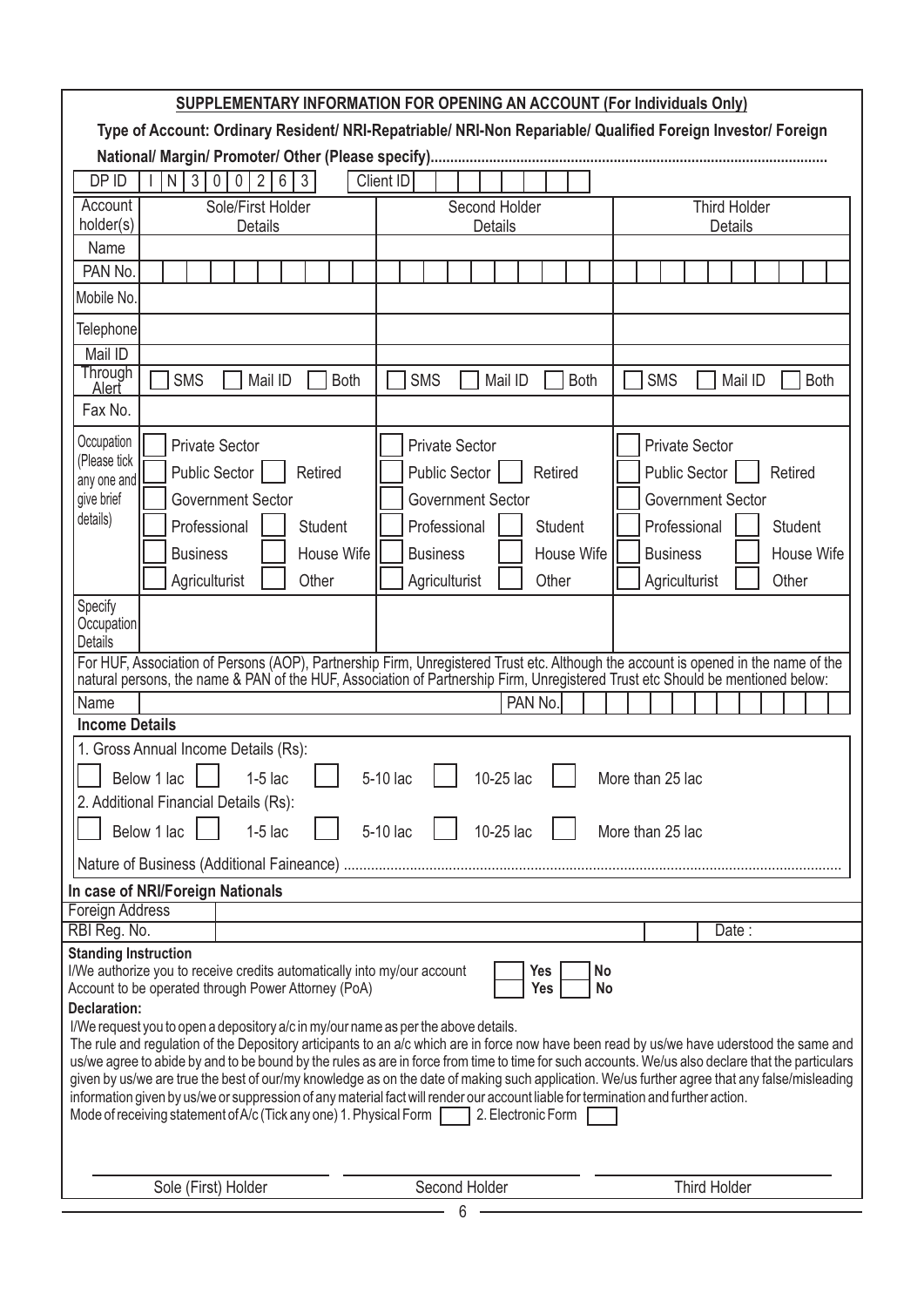## SUPPLEMENTARY INFORMATION FOR OPENING AN ACCOUNT (For Individuals Only)

**Type of Account: Ordinary Resident/ NRI-Repatriable/ NRI-Non Repariable/ Qualified Foreign Investor/ Foreign National/ Margin/ Promoter/ Other (Please specify)....................................................................................................**

| DP ID | I N 3 0 0 2 6 3 | Client ID | |
|---|---|---|---|

| Account holder(s) | Sole/First Holder Details | Second Holder Details | Third Holder Details |
|---|---|---|---|
| Name | | | |
| PAN No. | | | |
| Mobile No. | | | |
| Telephone | | | |
| Mail ID | | | |
| Through Alert | ☐ SMS ☐ Mail ID ☐ Both | ☐ SMS ☐ Mail ID ☐ Both | ☐ SMS ☐ Mail ID ☐ Both |
| Fax No. | | | |
| Occupation (Please tick any one and give brief details) | ☐ Private Sector<br>☐ Public Sector ☐ Retired<br>☐ Government Sector<br>☐ Professional ☐ Student<br>☐ Business ☐ House Wife<br>☐ Agriculturist ☐ Other | ☐ Private Sector<br>☐ Public Sector ☐ Retired<br>☐ Government Sector<br>☐ Professional ☐ Student<br>☐ Business ☐ House Wife<br>☐ Agriculturist ☐ Other | ☐ Private Sector<br>☐ Public Sector ☐ Retired<br>☐ Government Sector<br>☐ Professional ☐ Student<br>☐ Business ☐ House Wife<br>☐ Agriculturist ☐ Other |
| Specify Occupation Details | | | |

For HUF, Association of Persons (AOP), Partnership Firm, Unregistered Trust etc. Although the account is opened in the name of the natural persons, the name & PAN of the HUF, Association of Partnership Firm, Unregistered Trust etc Should be mentioned below:

| Name | | PAN No. | |
|---|---|---|---|

**Income Details**

1. Gross Annual Income Details (Rs):

☐ Below 1 lac ☐ 1-5 lac ☐ 5-10 lac ☐ 10-25 lac ☐ More than 25 lac

2. Additional Financial Details (Rs):

☐ Below 1 lac ☐ 1-5 lac ☐ 5-10 lac ☐ 10-25 lac ☐ More than 25 lac

Nature of Business (Additional Faineance) ..............................................................................................................................

**In case of NRI/Foreign Nationals**

| Foreign Address | | |
|---|---|---|
| RBI Reg. No. | | Date : |

**Standing Instruction**

I/We authorize you to receive credits automatically into my/our account ☐ **Yes** ☐ **No**

Account to be operated through Power Attorney (PoA) ☐ **Yes** ☐ **No**

**Declaration:**

I/We request you to open a depository a/c in my/our name as per the above details.

The rule and regulation of the Depository articipants to an a/c which are in force now have been read by us/we have uderstood the same and us/we agree to abide by and to be bound by the rules as are in force from time to time for such accounts. We/us also declare that the particulars given by us/we are true the best of our/my knowledge as on the date of making such application. We/us further agree that any false/misleading information given by us/we or suppression of any material fact will render our account liable for termination and further action.

Mode of receiving statement of A/c (Tick any one) 1. Physical Form ☐ 2. Electronic Form ☐

| Sole (First) Holder | Second Holder | Third Holder |
|---|---|---|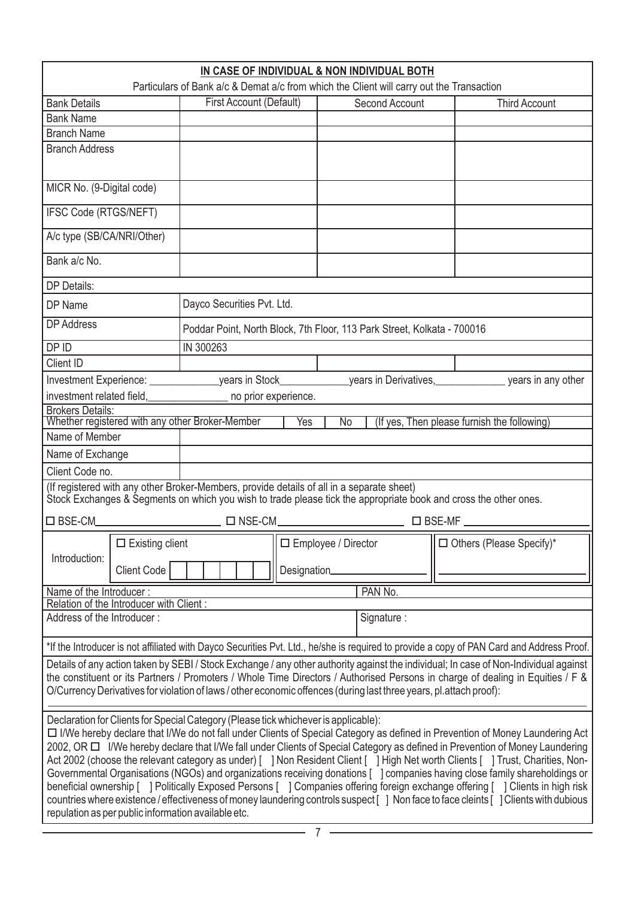## IN CASE OF INDIVIDUAL & NON INDIVIDUAL BOTH

Particulars of Bank a/c & Demat a/c from which the Client will carry out the Transaction

| Bank Details | First Account (Default) | Second Account | Third Account |
|---|---|---|---|
| Bank Name | | | |
| Branch Name | | | |
| Branch Address | | | |
| MICR No. (9-Digital code) | | | |
| IFSC Code (RTGS/NEFT) | | | |
| A/c type (SB/CA/NRI/Other) | | | |
| Bank a/c No. | | | |

| DP Details: | | | |
|---|---|---|---|
| DP Name | Dayco Securities Pvt. Ltd. | | |
| DP Address | Poddar Point, North Block, 7th Floor, 113 Park Street, Kolkata - 700016 | | |
| DP ID | IN 300263 | | |
| Client ID | | | |

Investment Experience: ____________ years in Stock____________ years in Derivatives, ____________ years in any other investment related field, ______________ no prior experience.

**Brokers Details:**

Whether registered with any other Broker-Member ☐ Yes ☐ No (If yes, Then please furnish the following)

| Name of Member | |
|---|---|
| Name of Exchange | |
| Client Code no. | |

(If registered with any other Broker-Members, provide details of all in a separate sheet)
Stock Exchanges & Segments on which you wish to trade please tick the appropriate book and cross the other ones.

☐ BSE-CM____________ ☐ NSE-CM____________ ☐ BSE-MF ____________

| Introduction: | ☐ Existing client | ☐ Employee / Director | ☐ Others (Please Specify)* |
|---|---|---|---|
| | Client Code ☐☐☐☐☐☐ | Designation____________ | ____________ |

| Name of the Introducer : | PAN No. |
|---|---|
| Relation of the Introducer with Client : | |
| Address of the Introducer : | Signature : |

*If the Introducer is not affiliated with Dayco Securities Pvt. Ltd., he/she is required to provide a copy of PAN Card and Address Proof.

Details of any action taken by SEBI / Stock Exchange / any other authority against the individual; In case of Non-Individual against the constituent or its Partners / Promoters / Whole Time Directors / Authorised Persons in charge of dealing in Equities / F & O/Currency Derivatives for violation of laws / other economic offences (during last three years, pl.attach proof):

______________________________________________________________

Declaration for Clients for Special Category (Please tick whichever is applicable):

☐ I/We hereby declare that I/We do not fall under Clients of Special Category as defined in Prevention of Money Laundering Act 2002, OR ☐ I/We hereby declare that I/We fall under Clients of Special Category as defined in Prevention of Money Laundering Act 2002 (choose the relevant category as under) [ ] Non Resident Client [ ] High Net worth Clients [ ] Trust, Charities, Non-Governmental Organisations (NGOs) and organizations receiving donations [ ] companies having close family shareholdings or beneficial ownership [ ] Politically Exposed Persons [ ] Companies offering foreign exchange offering [ ] Clients in high risk countries where existence / effectiveness of money laundering controls suspect [ ] Non face to face cleints [ ] Clients with dubious repulation as per public information available etc.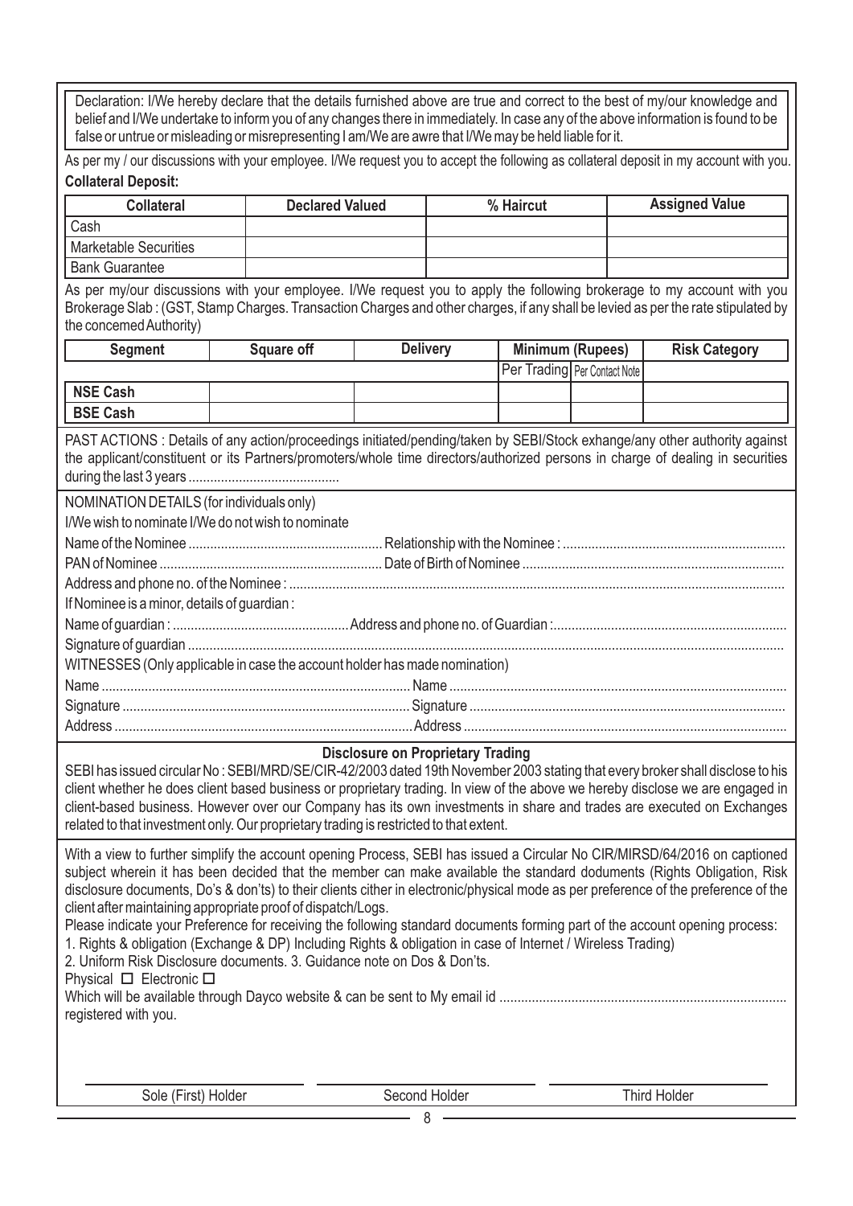Declaration: I/We hereby declare that the details furnished above are true and correct to the best of my/our knowledge and belief and I/We undertake to inform you of any changes there in immediately. In case any of the above information is found to be false or untrue or misleading or misrepresenting I am/We are awre that I/We may be held liable for it.

As per my / our discussions with your employee. I/We request you to accept the following as collateral deposit in my account with you.

**Collateral Deposit:**

| Collateral | Declared Valued | % Haircut | Assigned Value |
|---|---|---|---|
| Cash | | | |
| Marketable Securities | | | |
| Bank Guarantee | | | |

As per my/our discussions with your employee. I/We request you to apply the following brokerage to my account with you Brokerage Slab : (GST, Stamp Charges. Transaction Charges and other charges, if any shall be levied as per the rate stipulated by the concemed Authority)

| Segment | Square off | Delivery | Minimum (Rupees) | | Risk Category |
|---|---|---|---|---|---|
| | | | Per Trading | Per Contact Note | |
| **NSE Cash** | | | | | |
| **BSE Cash** | | | | | |

PAST ACTIONS : Details of any action/proceedings initiated/pending/taken by SEBI/Stock exhange/any other authority against the applicant/constituent or its Partners/promoters/whole time directors/authorized persons in charge of dealing in securities during the last 3 years ..........................................

NOMINATION DETAILS (for individuals only)

I/We wish to nominate I/We do not wish to nominate

Name of the Nominee ...................................................... Relationship with the Nominee : .............................................................

PAN of Nominee ............................................................. Date of Birth of Nominee ........................................................................

Address and phone no. of the Nominee : .........................................................................................................................................

If Nominee is a minor, details of guardian :

Name of guardian : ................................................. Address and phone no. of Guardian :................................................................

Signature of guardian ...................................................................................................................................................................

WITNESSES (Only applicable in case the account holder has made nomination)

Name ..................................................................................... Name ..............................................................................................

Signature ............................................................................... Signature .......................................................................................

Address ..................................................................................Address ..........................................................................................

**Disclosure on Proprietary Trading**

SEBI has issued circular No : SEBI/MRD/SE/CIR-42/2003 dated 19th November 2003 stating that every broker shall disclose to his client whether he does client based business or proprietary trading. In view of the above we hereby disclose we are engaged in client-based business. However over our Company has its own investments in share and trades are executed on Exchanges related to that investment only. Our proprietary trading is restricted to that extent.

With a view to further simplify the account opening Process, SEBI has issued a Circular No CIR/MIRSD/64/2016 on captioned subject wherein it has been decided that the member can make available the standard doduments (Rights Obligation, Risk disclosure documents, Do's & don'ts) to their clients cither in electronic/physical mode as per preference of the preference of the client after maintaining appropriate proof of dispatch/Logs.

Please indicate your Preference for receiving the following standard documents forming part of the account opening process:

1. Rights & obligation (Exchange & DP) Including Rights & obligation in case of Internet / Wireless Trading)
2. Uniform Risk Disclosure documents. 3. Guidance note on Dos & Don'ts.

Physical ☐ Electronic ☐

Which will be available through Dayco website & can be sent to My email id ............................................................................... registered with you.

| Sole (First) Holder | Second Holder | Third Holder |
|---|---|---|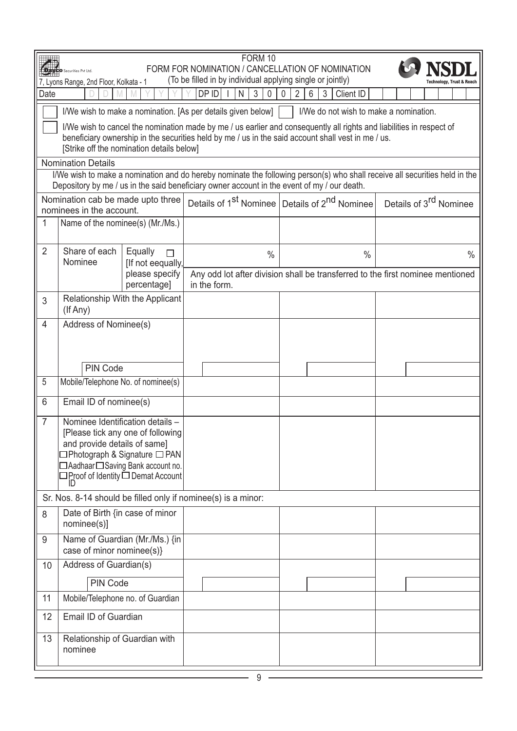Dayco Securities Pvt Ltd.
7, Lyons Range, 2nd Floor, Kolkata - 1

# FORM 10

## FORM FOR NOMINATION / CANCELLATION OF NOMINATION

(To be filled in by individual applying single or jointly)

NSDL Technology, Trust & Reach

| Date | D | D | M | M | Y | Y | Y | Y | DP ID | I | N | 3 | 0 | 0 | 2 | 6 | 3 | Client ID | | | | | | | | |
|---|---|---|---|---|---|---|---|---|---|---|---|---|---|---|---|---|---|---|---|---|---|---|---|---|---|---|

☐ I/We wish to make a nomination. [As per details given below] ☐ I/We do not wish to make a nomination.

☐ I/We wish to cancel the nomination made by me / us earlier and consequently all rights and liabilities in respect of beneficiary ownership in the securities held by me / us in the said account shall vest in me / us. [Strike off the nomination details below]

**Nomination Details**

I/We wish to make a nomination and do hereby nominate the following person(s) who shall receive all securities held in the Depository by me / us in the said beneficiary owner account in the event of my / our death.

| | Nomination cab be made upto three nominees in the account. | Details of 1st Nominee | Details of 2nd Nominee | Details of 3rd Nominee |
|---|---|---|---|---|
| 1 | Name of the nominee(s) (Mr./Ms.) | | | |
| 2 | Share of each Nominee — Equally ☐ [If not eequally, please specify percentage] | % | % | % |
| | | Any odd lot after division shall be transferred to the first nominee mentioned in the form. | | |
| 3 | Relationship With the Applicant (If Any) | | | |
| 4 | Address of Nominee(s) | | | |
| | PIN Code | | | |
| 5 | Mobile/Telephone No. of nominee(s) | | | |
| 6 | Email ID of nominee(s) | | | |
| 7 | Nominee Identification details – [Please tick any one of following and provide details of same] ☐ Photograph & Signature ☐ PAN ☐ Aadhaar ☐ Saving Bank account no. ☐ Proof of Identity ☐ Demat Account ID | | | |
| | Sr. Nos. 8-14 should be filled only if nominee(s) is a minor: | | | |
| 8 | Date of Birth {in case of minor nominee(s)] | | | |
| 9 | Name of Guardian (Mr./Ms.) {in case of minor nominee(s)} | | | |
| 10 | Address of Guardian(s) | | | |
| | PIN Code | | | |
| 11 | Mobile/Telephone no. of Guardian | | | |
| 12 | Email ID of Guardian | | | |
| 13 | Relationship of Guardian with nominee | | | |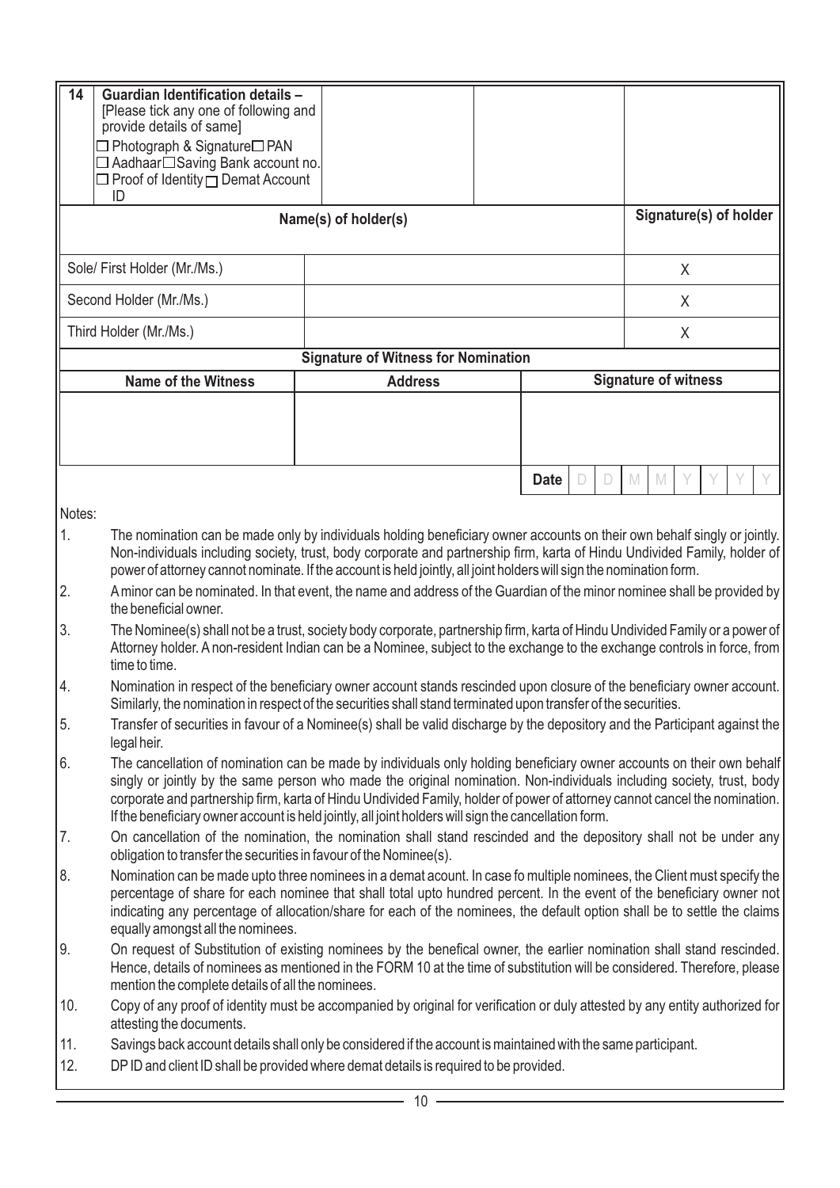| 14 | **Guardian Identification details –** [Please tick any one of following and provide details of same] ☐ Photograph & Signature ☐ PAN ☐ Aadhaar ☐ Saving Bank account no. ☐ Proof of Identity ☐ Demat Account ID | | | |
|---|---|---|---|---|

| **Name(s) of holder(s)** | | **Signature(s) of holder** |
|---|---|---|
| Sole/ First Holder (Mr./Ms.) | | X |
| Second Holder (Mr./Ms.) | | X |
| Third Holder (Mr./Ms.) | | X |

**Signature of Witness for Nomination**

| Name of the Witness | Address | Signature of witness |
|---|---|---|
| | | |
| | | Date D D M M Y Y Y Y |

Notes:

1. The nomination can be made only by individuals holding beneficiary owner accounts on their own behalf singly or jointly. Non-individuals including society, trust, body corporate and partnership firm, karta of Hindu Undivided Family, holder of power of attorney cannot nominate. If the account is held jointly, all joint holders will sign the nomination form.
2. A minor can be nominated. In that event, the name and address of the Guardian of the minor nominee shall be provided by the beneficial owner.
3. The Nominee(s) shall not be a trust, society body corporate, partnership firm, karta of Hindu Undivided Family or a power of Attorney holder. A non-resident Indian can be a Nominee, subject to the exchange to the exchange controls in force, from time to time.
4. Nomination in respect of the beneficiary owner account stands rescinded upon closure of the beneficiary owner account. Similarly, the nomination in respect of the securities shall stand terminated upon transfer of the securities.
5. Transfer of securities in favour of a Nominee(s) shall be valid discharge by the depository and the Participant against the legal heir.
6. The cancellation of nomination can be made by individuals only holding beneficiary owner accounts on their own behalf singly or jointly by the same person who made the original nomination. Non-individuals including society, trust, body corporate and partnership firm, karta of Hindu Undivided Family, holder of power of attorney cannot cancel the nomination. If the beneficiary owner account is held jointly, all joint holders will sign the cancellation form.
7. On cancellation of the nomination, the nomination shall stand rescinded and the depository shall not be under any obligation to transfer the securities in favour of the Nominee(s).
8. Nomination can be made upto three nominees in a demat acount. In case fo multiple nominees, the Client must specify the percentage of share for each nominee that shall total upto hundred percent. In the event of the beneficiary owner not indicating any percentage of allocation/share for each of the nominees, the default option shall be to settle the claims equally amongst all the nominees.
9. On request of Substitution of existing nominees by the benefical owner, the earlier nomination shall stand rescinded. Hence, details of nominees as mentioned in the FORM 10 at the time of substitution will be considered. Therefore, please mention the complete details of all the nominees.
10. Copy of any proof of identity must be accompanied by original for verification or duly attested by any entity authorized for attesting the documents.
11. Savings back account details shall only be considered if the account is maintained with the same participant.
12. DP ID and client ID shall be provided where demat details is required to be provided.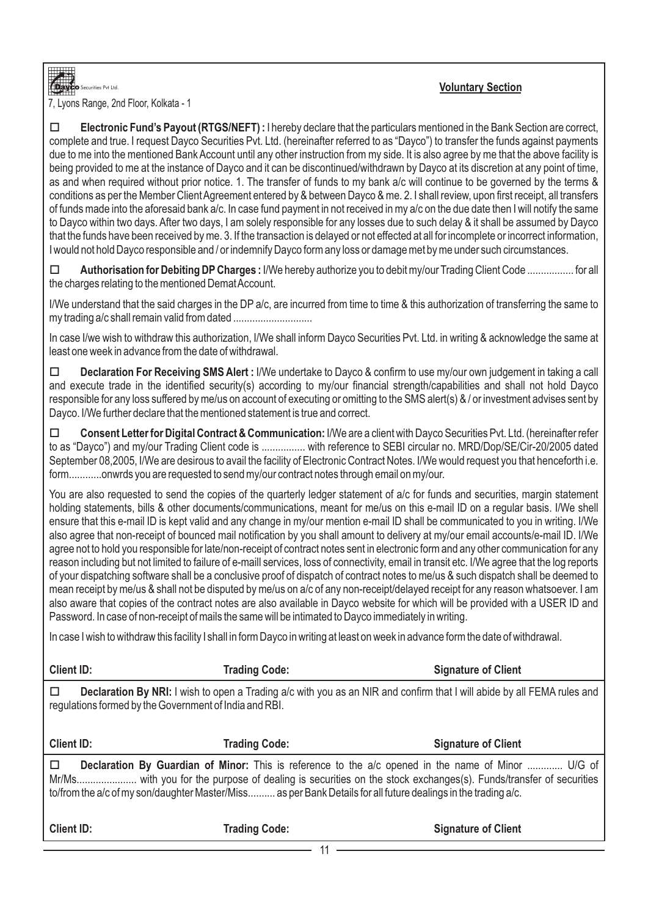Dayco Securities Pvt Ltd.

7, Lyons Range, 2nd Floor, Kolkata - 1

**Voluntary Section**

☐ **Electronic Fund's Payout (RTGS/NEFT) :** I hereby declare that the particulars mentioned in the Bank Section are correct, complete and true. I request Dayco Securities Pvt. Ltd. (hereinafter referred to as "Dayco") to transfer the funds against payments due to me into the mentioned Bank Account until any other instruction from my side. It is also agree by me that the above facility is being provided to me at the instance of Dayco and it can be discontinued/withdrawn by Dayco at its discretion at any point of time, as and when required without prior notice. 1. The transfer of funds to my bank a/c will continue to be governed by the terms & conditions as per the Member Client Agreement entered by & between Dayco & me. 2. I shall review, upon first receipt, all transfers of funds made into the aforesaid bank a/c. In case fund payment in not received in my a/c on the due date then I will notify the same to Dayco within two days. After two days, I am solely responsible for any losses due to such delay & it shall be assumed by Dayco that the funds have been received by me. 3. If the transaction is delayed or not effected at all for incomplete or incorrect information, I would not hold Dayco responsible and / or indemnify Dayco form any loss or damage met by me under such circumstances.

☐ **Authorisation for Debiting DP Charges :** I/We hereby authorize you to debit my/our Trading Client Code ................. for all the charges relating to the mentioned Demat Account.

I/We understand that the said charges in the DP a/c, are incurred from time to time & this authorization of transferring the same to my trading a/c shall remain valid from dated ............................

In case I/we wish to withdraw this authorization, I/We shall inform Dayco Securities Pvt. Ltd. in writing & acknowledge the same at least one week in advance from the date of withdrawal.

☐ **Declaration For Receiving SMS Alert :** I/We undertake to Dayco & confirm to use my/our own judgement in taking a call and execute trade in the identified security(s) according to my/our financial strength/capabilities and shall not hold Dayco responsible for any loss suffered by me/us on account of executing or omitting to the SMS alert(s) & / or investment advises sent by Dayco. I/We further declare that the mentioned statement is true and correct.

☐ **Consent Letter for Digital Contract & Communication:** I/We are a client with Dayco Securities Pvt. Ltd. (hereinafter refer to as "Dayco") and my/our Trading Client code is ................ with reference to SEBI circular no. MRD/Dop/SE/Cir-20/2005 dated September 08,2005, I/We are desirous to avail the facility of Electronic Contract Notes. I/We would request you that henceforth i.e. form............onwrds you are requested to send my/our contract notes through email on my/our.

You are also requested to send the copies of the quarterly ledger statement of a/c for funds and securities, margin statement holding statements, bills & other documents/communications, meant for me/us on this e-mail ID on a regular basis. I/We shell ensure that this e-mail ID is kept valid and any change in my/our mention e-mail ID shall be communicated to you in writing. I/We also agree that non-receipt of bounced mail notification by you shall amount to delivery at my/our email accounts/e-mail ID. I/We agree not to hold you responsible for late/non-receipt of contract notes sent in electronic form and any other communication for any reason including but not limited to failure of e-maill services, loss of connectivity, email in transit etc. I/We agree that the log reports of your dispatching software shall be a conclusive proof of dispatch of contract notes to me/us & such dispatch shall be deemed to mean receipt by me/us & shall not be disputed by me/us on a/c of any non-receipt/delayed receipt for any reason whatsoever. I am also aware that copies of the contract notes are also available in Dayco website for which will be provided with a USER ID and Password. In case of non-receipt of mails the same will be intimated to Dayco immediately in writing.

In case I wish to withdraw this facility I shall in form Dayco in writing at least on week in advance form the date of withdrawal.

**Client ID:** **Trading Code:** **Signature of Client**

☐ **Declaration By NRI:** I wish to open a Trading a/c with you as an NIR and confirm that I will abide by all FEMA rules and regulations formed by the Government of India and RBI.

**Client ID:** **Trading Code:** **Signature of Client**

☐ **Declaration By Guardian of Minor:** This is reference to the a/c opened in the name of Minor ............. U/G of Mr/Ms...................... with you for the purpose of dealing is securities on the stock exchanges(s). Funds/transfer of securities to/from the a/c of my son/daughter Master/Miss.......... as per Bank Details for all future dealings in the trading a/c.

**Client ID:** **Trading Code:** **Signature of Client**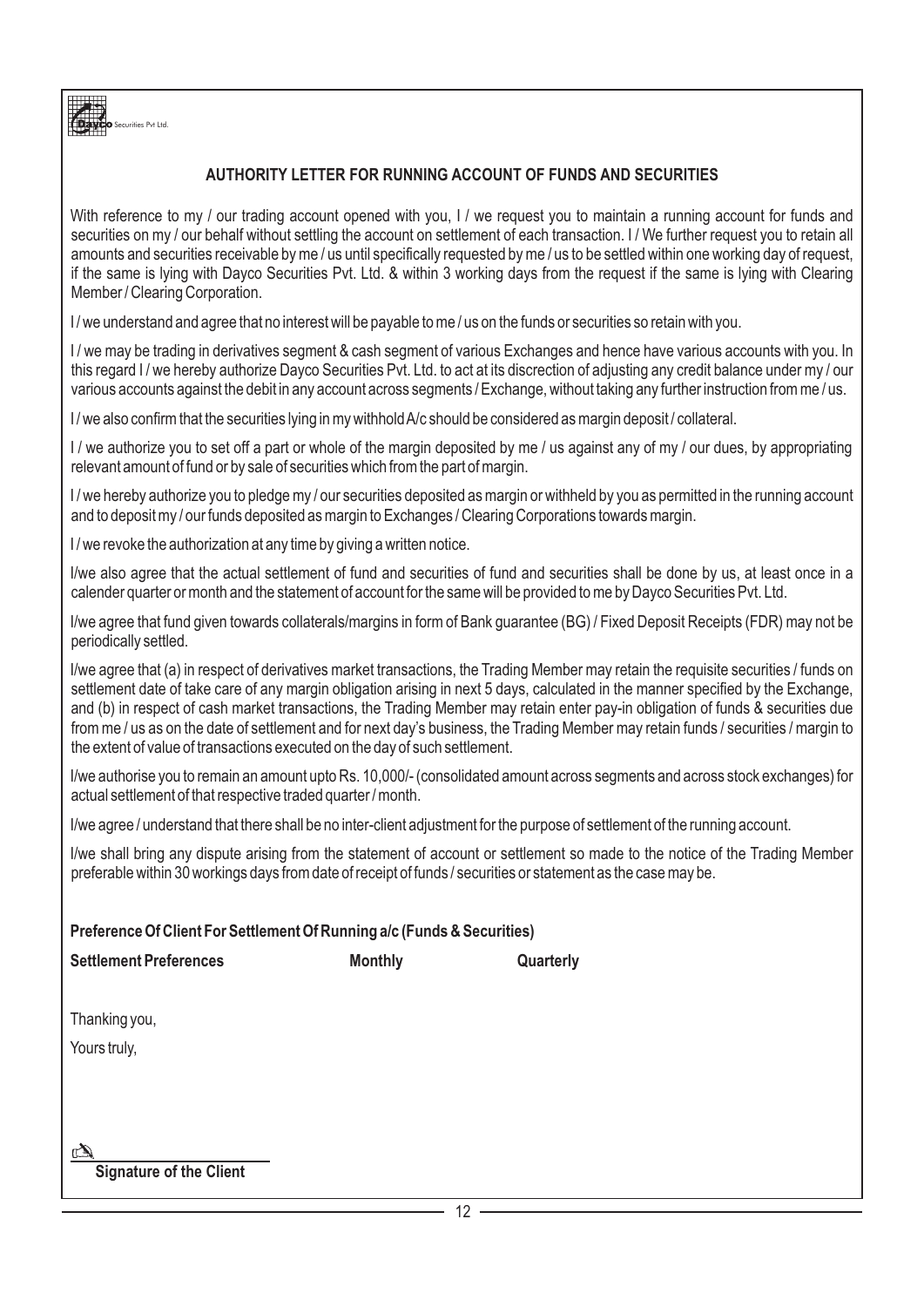Dayco Securities Pvt Ltd.

## AUTHORITY LETTER FOR RUNNING ACCOUNT OF FUNDS AND SECURITIES

With reference to my / our trading account opened with you, I / we request you to maintain a running account for funds and securities on my / our behalf without settling the account on settlement of each transaction. I / We further request you to retain all amounts and securities receivable by me / us until specifically requested by me / us to be settled within one working day of request, if the same is lying with Dayco Securities Pvt. Ltd. & within 3 working days from the request if the same is lying with Clearing Member / Clearing Corporation.

I / we understand and agree that no interest will be payable to me / us on the funds or securities so retain with you.

I / we may be trading in derivatives segment & cash segment of various Exchanges and hence have various accounts with you. In this regard I / we hereby authorize Dayco Securities Pvt. Ltd. to act at its discretion of adjusting any credit balance under my / our various accounts against the debit in any account across segments / Exchange, without taking any further instruction from me / us.

I / we also confirm that the securities lying in my withhold A/c should be considered as margin deposit / collateral.

I / we authorize you to set off a part or whole of the margin deposited by me / us against any of my / our dues, by appropriating relevant amount of fund or by sale of securities which from the part of margin.

I / we hereby authorize you to pledge my / our securities deposited as margin or withheld by you as permitted in the running account and to deposit my / our funds deposited as margin to Exchanges / Clearing Corporations towards margin.

I / we revoke the authorization at any time by giving a written notice.

I/we also agree that the actual settlement of fund and securities of fund and securities shall be done by us, at least once in a calender quarter or month and the statement of account for the same will be provided to me by Dayco Securities Pvt. Ltd.

I/we agree that fund given towards collaterals/margins in form of Bank guarantee (BG) / Fixed Deposit Receipts (FDR) may not be periodically settled.

I/we agree that (a) in respect of derivatives market transactions, the Trading Member may retain the requisite securities / funds on settlement date of take care of any margin obligation arising in next 5 days, calculated in the manner specified by the Exchange, and (b) in respect of cash market transactions, the Trading Member may retain enter pay-in obligation of funds & securities due from me / us as on the date of settlement and for next day's business, the Trading Member may retain funds / securities / margin to the extent of value of transactions executed on the day of such settlement.

I/we authorise you to remain an amount upto Rs. 10,000/- (consolidated amount across segments and across stock exchanges) for actual settlement of that respective traded quarter / month.

I/we agree / understand that there shall be no inter-client adjustment for the purpose of settlement of the running account.

I/we shall bring any dispute arising from the statement of account or settlement so made to the notice of the Trading Member preferable within 30 workings days from date of receipt of funds / securities or statement as the case may be.

**Preference Of Client For Settlement Of Running a/c (Funds & Securities)**

**Settlement Preferences** **Monthly** **Quarterly**

Thanking you,

Yours truly,

**Signature of the Client**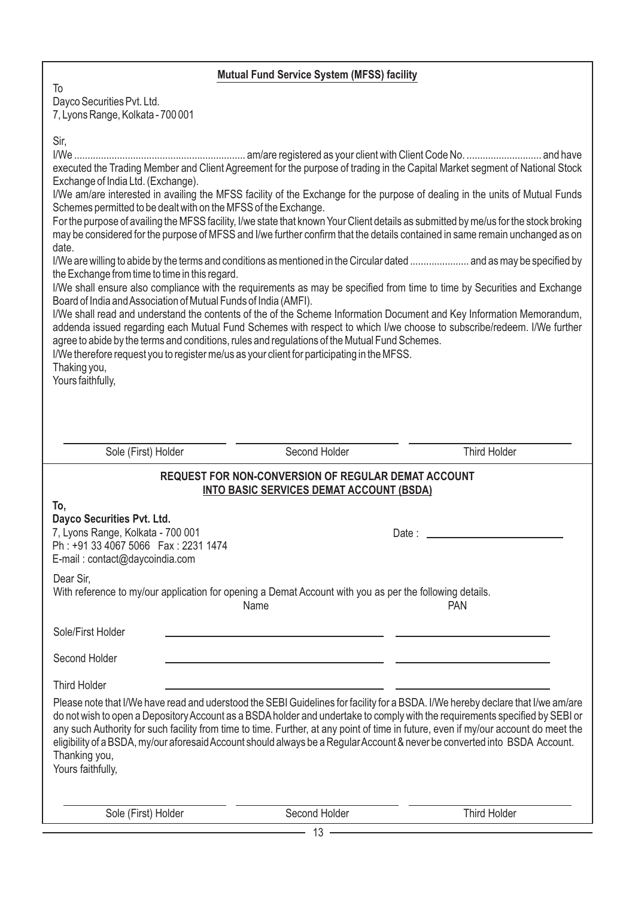## Mutual Fund Service System (MFSS) facility

To
Dayco Securities Pvt. Ltd.
7, Lyons Range, Kolkata - 700 001

Sir,

I/We ................................................................ am/are registered as your client with Client Code No. ............................ and have executed the Trading Member and Client Agreement for the purpose of trading in the Capital Market segment of National Stock Exchange of India Ltd. (Exchange).

I/We am/are interested in availing the MFSS facility of the Exchange for the purpose of dealing in the units of Mutual Funds Schemes permitted to be dealt with on the MFSS of the Exchange.

For the purpose of availing the MFSS facility, I/we state that known Your Client details as submitted by me/us for the stock broking may be considered for the purpose of MFSS and I/we further confirm that the details contained in same remain unchanged as on date.

I/We are willing to abide by the terms and conditions as mentioned in the Circular dated ...................... and as may be specified by the Exchange from time to time in this regard.

I/We shall ensure also compliance with the requirements as may be specified from time to time by Securities and Exchange Board of India and Association of Mutual Funds of India (AMFI).

I/We shall read and understand the contents of the of the Scheme Information Document and Key Information Memorandum, addenda issued regarding each Mutual Fund Schemes with respect to which I/we choose to subscribe/redeem. I/We further agree to abide by the terms and conditions, rules and regulations of the Mutual Fund Schemes.

I/We therefore request you to register me/us as your client for participating in the MFSS.

Thaking you,

Yours faithfully,

| Sole (First) Holder | Second Holder | Third Holder |
|---|---|---|

## REQUEST FOR NON-CONVERSION OF REGULAR DEMAT ACCOUNT INTO BASIC SERVICES DEMAT ACCOUNT (BSDA)

**To,**
**Dayco Securities Pvt. Ltd.**
7, Lyons Range, Kolkata - 700 001
Ph : +91 33 4067 5066 Fax : 2231 1474
E-mail : contact@daycoindia.com

Date : ____________________

Dear Sir,

With reference to my/our application for opening a Demat Account with you as per the following details.

| | Name | PAN |
|---|---|---|
| Sole/First Holder | | |
| Second Holder | | |
| Third Holder | | |

Please note that I/We have read and uderstood the SEBI Guidelines for facility for a BSDA. I/We hereby declare that I/we am/are do not wish to open a Depository Account as a BSDA holder and undertake to comply with the requirements specified by SEBI or any such Authority for such facility from time to time. Further, at any point of time in future, even if my/our account do meet the eligibility of a BSDA, my/our aforesaid Account should always be a Regular Account & never be converted into BSDA Account.

Thanking you,

Yours faithfully,

| Sole (First) Holder | Second Holder | Third Holder |
|---|---|---|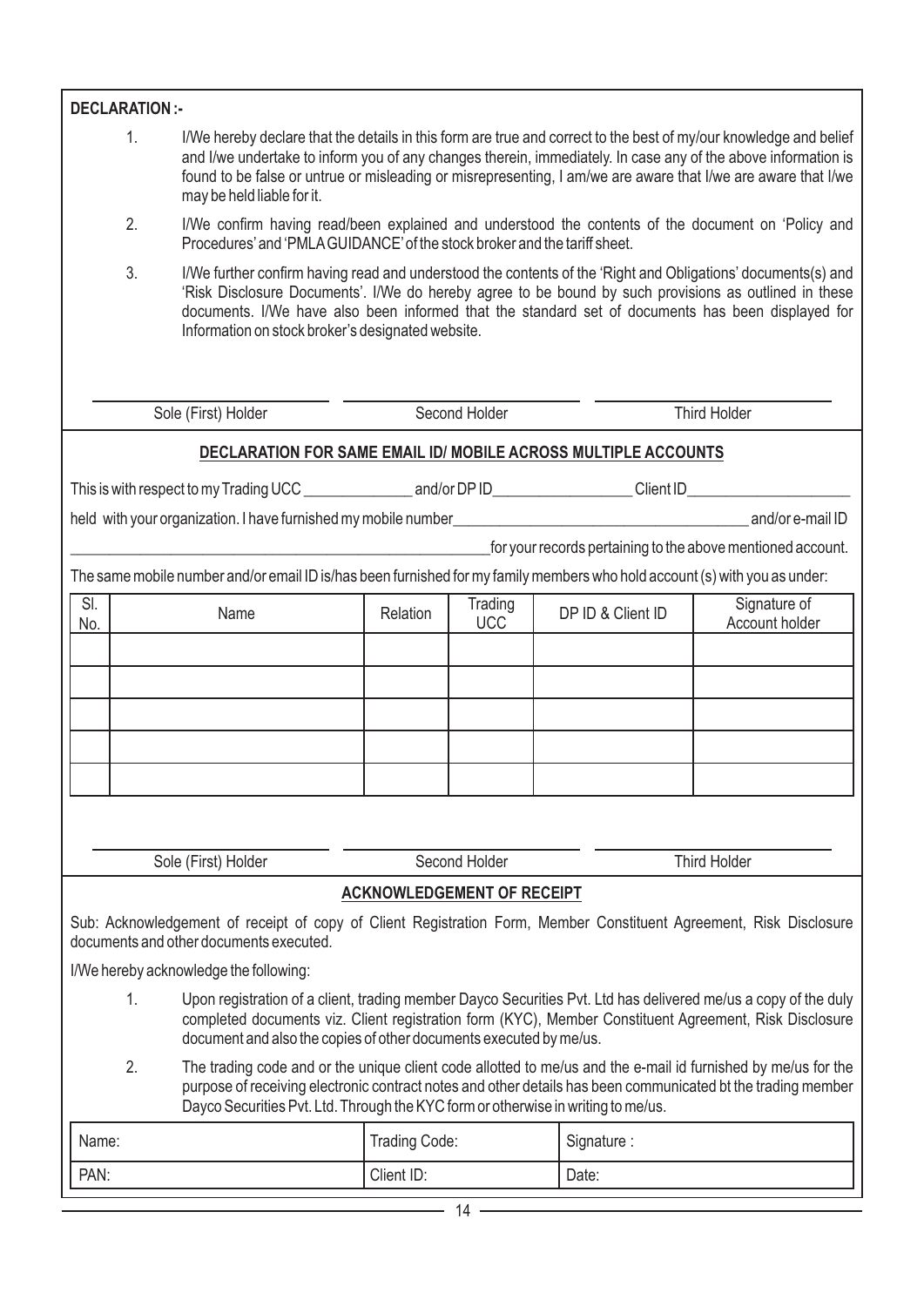**DECLARATION :-**

1. I/We hereby declare that the details in this form are true and correct to the best of my/our knowledge and belief and I/we undertake to inform you of any changes therein, immediately. In case any of the above information is found to be false or untrue or misleading or misrepresenting, I am/we are aware that I/we are aware that I/we may be held liable for it.

2. I/We confirm having read/been explained and understood the contents of the document on 'Policy and Procedures' and 'PMLA GUIDANCE' of the stock broker and the tariff sheet.

3. I/We further confirm having read and understood the contents of the 'Right and Obligations' documents(s) and 'Risk Disclosure Documents'. I/We do hereby agree to be bound by such provisions as outlined in these documents. I/We have also been informed that the standard set of documents has been displayed for Information on stock broker's designated website.

| Sole (First) Holder | Second Holder | Third Holder |
|---|---|---|

## DECLARATION FOR SAME EMAIL ID/ MOBILE ACROSS MULTIPLE ACCOUNTS

This is with respect to my Trading UCC ______________ and/or DP ID__________________ Client ID______________________

held with your organization. I have furnished my mobile number______________________________________ and/or e-mail ID

________________________________________________________for your records pertaining to the above mentioned account.

The same mobile number and/or email ID is/has been furnished for my family members who hold account (s) with you as under:

| Sl. No. | Name | Relation | Trading UCC | DP ID & Client ID | Signature of Account holder |
|---|---|---|---|---|---|
| | | | | | |
| | | | | | |
| | | | | | |
| | | | | | |
| | | | | | |

| Sole (First) Holder | Second Holder | Third Holder |
|---|---|---|

## ACKNOWLEDGEMENT OF RECEIPT

Sub: Acknowledgement of receipt of copy of Client Registration Form, Member Constituent Agreement, Risk Disclosure documents and other documents executed.

I/We hereby acknowledge the following:

1. Upon registration of a client, trading member Dayco Securities Pvt. Ltd has delivered me/us a copy of the duly completed documents viz. Client registration form (KYC), Member Constituent Agreement, Risk Disclosure document and also the copies of other documents executed by me/us.

2. The trading code and or the unique client code allotted to me/us and the e-mail id furnished by me/us for the purpose of receiving electronic contract notes and other details has been communicated bt the trading member Dayco Securities Pvt. Ltd. Through the KYC form or otherwise in writing to me/us.

| Name: | Trading Code: | Signature : |
|---|---|---|
| PAN: | Client ID: | Date: |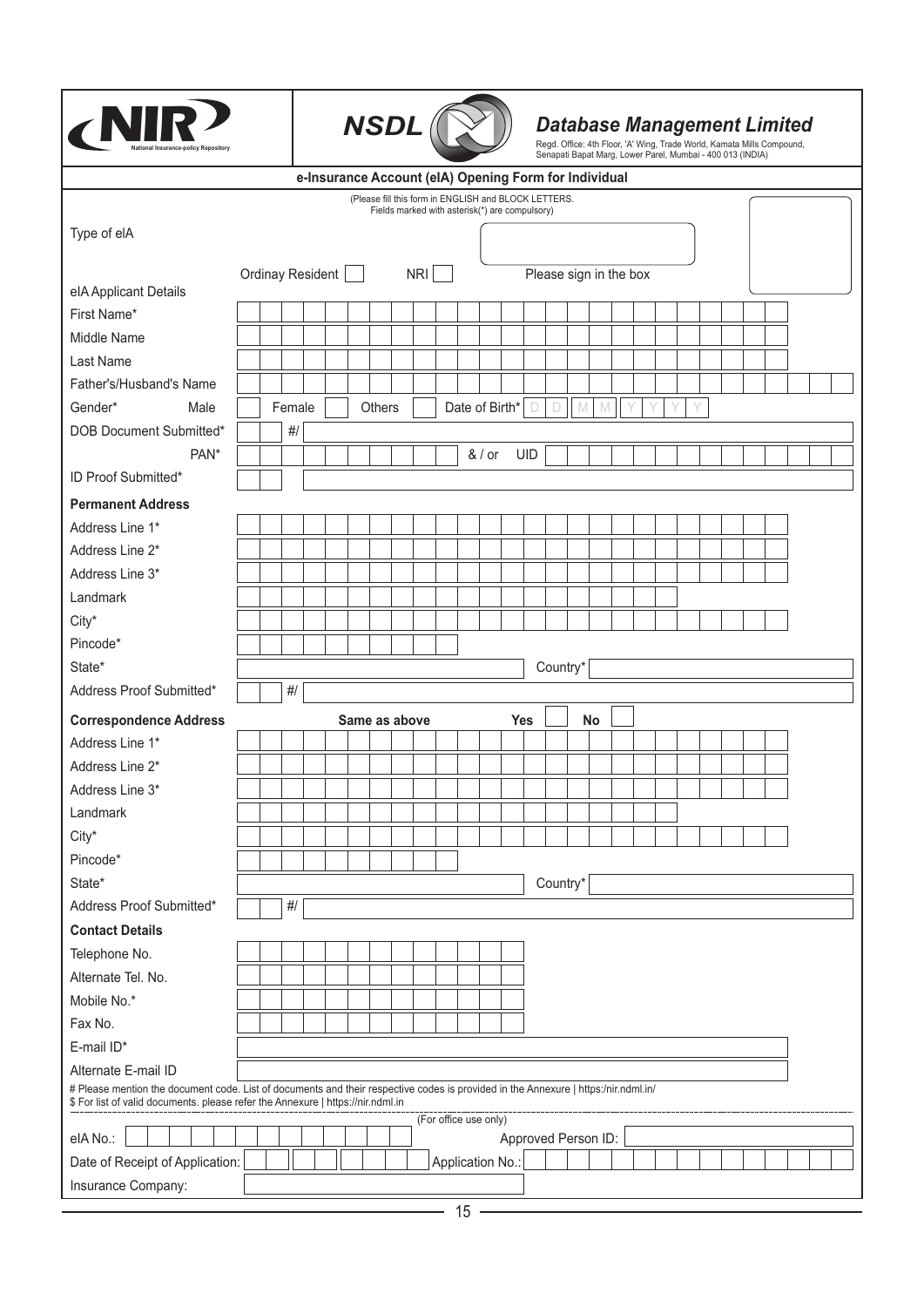NIR National Insurance-policy Repository

NSDL **Database Management Limited**

Regd. Office: 4th Floor, 'A' Wing, Trade World, Kamata Mills Compound, Senapati Bapat Marg, Lower Parel, Mumbai - 400 013 (INDIA)

## e-Insurance Account (eIA) Opening Form for Individual

(Please fill this form in ENGLISH and BLOCK LETTERS. Fields marked with asterisk(*) are compulsory)

Type of eIA

Ordinay Resident [ ]   NRI [ ]

Please sign in the box

eIA Applicant Details

| | |
|---|---|
| First Name* | |
| Middle Name | |
| Last Name | |
| Father's/Husband's Name | |
| Gender* | Male [ ] Female [ ] Others [ ] Date of Birth* D D M M Y Y Y Y |
| DOB Document Submitted* | #/ |
| PAN* | & / or UID |
| ID Proof Submitted* | |

**Permanent Address**

| | |
|---|---|
| Address Line 1* | |
| Address Line 2* | |
| Address Line 3* | |
| Landmark | |
| City* | |
| Pincode* | |
| State* | Country* |
| Address Proof Submitted* | #/ |

**Correspondence Address** **Same as above** **Yes** [ ] **No** [ ]

| | |
|---|---|
| Address Line 1* | |
| Address Line 2* | |
| Address Line 3* | |
| Landmark | |
| City* | |
| Pincode* | |
| State* | Country* |
| Address Proof Submitted* | #/ |

**Contact Details**

| | |
|---|---|
| Telephone No. | |
| Alternate Tel. No. | |
| Mobile No.* | |
| Fax No. | |
| E-mail ID* | |
| Alternate E-mail ID | |

# Please mention the document code. List of documents and their respective codes is provided in the Annexure | https:/nir.ndml.in/

$ For list of valid documents. please refer the Annexure | https://nir.ndml.in

(For office use only)

| | |
|---|---|
| eIA No.: | Approved Person ID: |
| Date of Receipt of Application: | Application No.: |
| Insurance Company: | |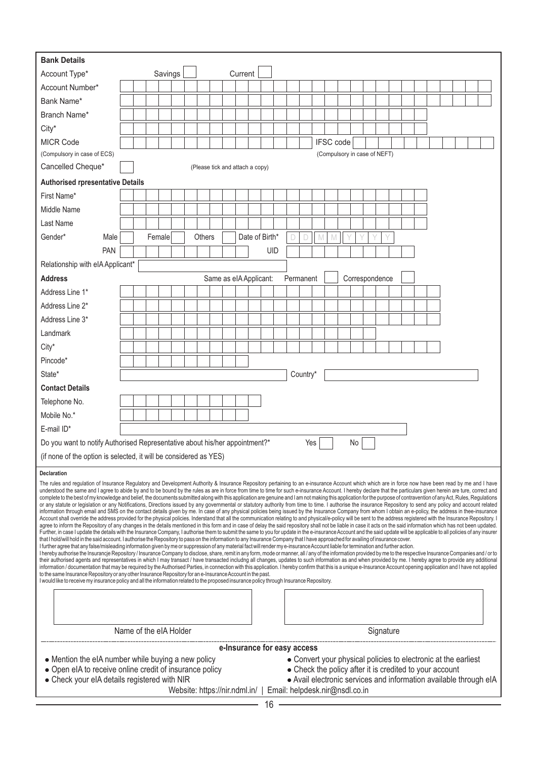**Bank Details**

Account Type* Savings [ ] Current [ ]

Account Number*

Bank Name*

Branch Name*

City*

MICR Code IFSC code
(Compulsory in case of ECS) (Compulsory in case of NEFT)

Cancelled Cheque* [ ] (Please tick and attach a copy)

**Authorised rpresentative Details**

First Name*

Middle Name

Last Name

Gender* Male [ ] Female [ ] Others [ ] Date of Birth* D D M M Y Y Y Y

PAN UID

Relationship with eIA Applicant*

**Address** Same as eIA Applicant: Permanent [ ] Correspondence [ ]

Address Line 1*

Address Line 2*

Address Line 3*

Landmark

City*

Pincode*

State* Country*

**Contact Details**

Telephone No.

Mobile No.*

E-mail ID*

Do you want to notify Authorised Representative about his/her appointment?* Yes [ ] No [ ]

(if none of the option is selected, it will be considered as YES)

**Declaration**

The rules and regulation of Insurance Regulatory and Development Authority & Insurance Repository pertaining to an e-insurance Account which which are in force now have been read by me and I have understood the same and I agree to abide by and to be bound by the rules as are in force from time to time for such e-insurance Account. I hereby declare that the particulars given herein are ture, correct and complete to the best of my knowledge and belief, the documents submitted along with this application are genuine and I am not making this application for the purpose of contravention of any Act, Rules, Regulations or any statute or legislation or any Notifications, Directions issued by any governmental or statutory authority from time to time. I authorise the insurance Repository to send any policy and account related information through email and SMS on the contact details given by me. In case of any physical policies being issued by the Insurance Company from whom I obtain an e-policy, the address in thee-insurance Account shall override the address provided for the physical policies. Understand that all the communication relating to and physical/e-policy will be sent to the address registered with the Insurance Repository. I agree to inform the Repository of any changes in the details mentioned in this form and in case of delay the said repository shall not be liable in case it acts on the said information which has not been updated. Further, in case I update the details with the Insurance Company, I authorise them to submit the same to you for update in the e-insurance Account and the said update will be applicable to all policies of any insurer that I hold/will hold in the said account. I authorise the Repository to pass on the information to any Insurance Company that I have approached for availing of insurance cover.
I further agree that any false/misleading information given by me or suppression of any material fact will render my e-insurance Account liable for termination and further action.
I hereby authorise the Insurancje Repository / Insurance Company to disclose, share, remit in any form, mode or manner, all / any of the information provided by me to the respective Insurance Companies and / or to their authorised agents and representatives in which I may transact / have transacted includng all changes, updates to such information as and when provided by me. I hereby agree to provide any additional information / documentation that may be required by the Authorised Parties, in connection with this application. I hereby confirm that this is a unique e-Insurance Account opening application and I have not applied to the same Insurance Repository or any other Insurance Repository for an e-Insurance Account in the past.
I would like to receive my insurance policy and all the information related to the proposed insurance policy through Insurance Repository.

Name of the eIA Holder Signature

**e-Insurance for easy access**

- Mention the eIA number while buying a new policy
- Open eIA to receive online credit of insurance policy
- Check your eIA details registered with NIR
- Convert your physical policies to electronic at the earliest
- Check the policy after it is credited to your account
- Avail electronic services and information available through eIA

Website: https://nir.ndml.in/ | Email: helpdesk.nir@nsdl.co.in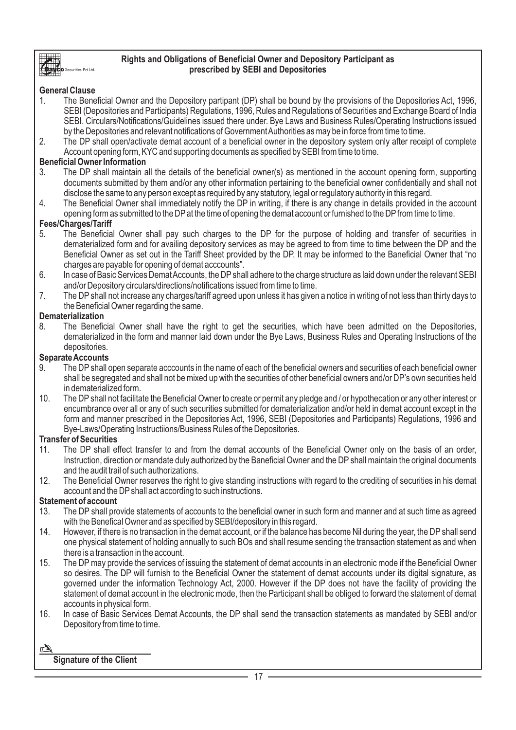Dayco Securities Pvt Ltd.

# Rights and Obligations of Beneficial Owner and Depository Participant as prescribed by SEBI and Depositories

## General Clause

1. The Beneficial Owner and the Depository partipant (DP) shall be bound by the provisions of the Depositories Act, 1996, SEBI (Depositories and Participants) Regulations, 1996, Rules and Regulations of Securities and Exchange Board of India SEBI. Circulars/Notifications/Guidelines issued there under. Bye Laws and Business Rules/Operating Instructions issued by the Depositories and relevant notifications of Government Authorities as may be in force from time to time.
2. The DP shall open/activate demat account of a beneficial owner in the depository system only after receipt of complete Account opening form, KYC and supporting documents as specified by SEBI from time to time.

## Beneficial Owner Information

3. The DP shall maintain all the details of the beneficial owner(s) as mentioned in the account opening form, supporting documents submitted by them and/or any other information pertaining to the beneficial owner confidentially and shall not disclose the same to any person except as required by any statutory, legal or regulatory authority in this regard.
4. The Beneficial Owner shall immediately notify the DP in writing, if there is any change in details provided in the account opening form as submitted to the DP at the time of opening the demat account or furnished to the DP from time to time.

## Fees/Charges/Tariff

5. The Beneficial Owner shall pay such charges to the DP for the purpose of holding and transfer of securities in dematerialized form and for availing depository services as may be agreed to from time to time between the DP and the Beneficial Owner as set out in the Tariff Sheet provided by the DP. It may be informed to the Baneficial Owner that "no charges are payable for opening of demat acccounts".
6. In case of Basic Services Demat Accounts, the DP shall adhere to the charge structure as laid down under the relevant SEBI and/or Depository circulars/directions/notifications issued from time to time.
7. The DP shall not increase any charges/tariff agreed upon unless it has given a notice in writing of not less than thirty days to the Beneficial Owner regarding the same.

## Dematerialization

8. The Beneficial Owner shall have the right to get the securities, which have been admitted on the Depositories, dematerialized in the form and manner laid down under the Bye Laws, Business Rules and Operating Instructions of the depositories.

## Separate Accounts

9. The DP shall open separate acccounts in the name of each of the beneficial owners and securities of each beneficial owner shall be segregated and shall not be mixed up with the securities of other beneficial owners and/or DP's own securities held in dematerialized form.
10. The DP shall not facilitate the Beneficial Owner to create or permit any pledge and / or hypothecation or any other interest or encumbrance over all or any of such securities submitted for dematerialization and/or held in demat account except in the form and manner prescribed in the Depositories Act, 1996, SEBI (Depositories and Participants) Regulations, 1996 and Bye-Laws/Operating Instructiions/Business Rules of the Depositories.

## Transfer of Securities

11. The DP shall effect transfer to and from the demat accounts of the Beneficial Owner only on the basis of an order, Instruction, direction or mandate duly authorized by the Baneficial Owner and the DP shall maintain the original documents and the audit trail of such authorizations.
12. The Beneficial Owner reserves the right to give standing instructions with regard to the crediting of securities in his demat account and the DP shall act according to such instructions.

## Statement of account

13. The DP shall provide statements of accounts to the beneficial owner in such form and manner and at such time as agreed with the Benefical Owner and as specified by SEBI/depository in this regard.
14. However, if there is no transaction in the demat account, or if the balance has become Nil during the year, the DP shall send one physical statement of holding annually to such BOs and shall resume sending the transaction statement as and when there is a transaction in the account.
15. The DP may provide the services of issuing the statement of demat accounts in an electronic mode if the Beneficial Owner so desires. The DP will furnish to the Beneficial Owner the statement of demat accounts under its digital signature, as governed under the information Technology Act, 2000. However if the DP does not have the facility of providing the statement of demat account in the electronic mode, then the Participant shall be obliged to forward the statement of demat accounts in physical form.
16. In case of Basic Services Demat Accounts, the DP shall send the transaction statements as mandated by SEBI and/or Depository from time to time.

**Signature of the Client**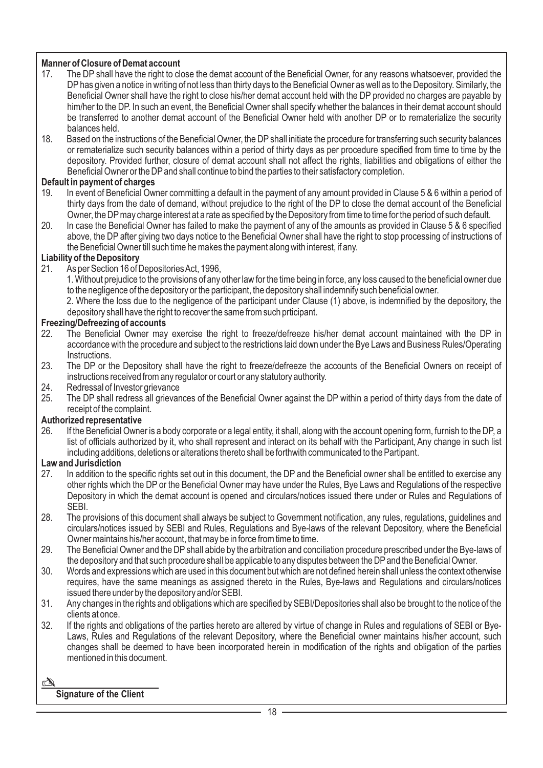**Manner of Closure of Demat account**

17. The DP shall have the right to close the demat account of the Beneficial Owner, for any reasons whatsoever, provided the DP has given a notice in writing of not less than thirty days to the Beneficial Owner as well as to the Depository. Similarly, the Beneficial Owner shall have the right to close his/her demat account held with the DP provided no charges are payable by him/her to the DP. In such an event, the Beneficial Owner shall specify whether the balances in their demat account should be transferred to another demat account of the Beneficial Owner held with another DP or to rematerialize the security balances held.

18. Based on the instructions of the Beneficial Owner, the DP shall initiate the procedure for transferring such security balances or rematerialize such security balances within a period of thirty days as per procedure specified from time to time by the depository. Provided further, closure of demat account shall not affect the rights, liabilities and obligations of either the Beneficial Owner or the DP and shall continue to bind the parties to their satisfactory completion.

**Default in payment of charges**

19. In event of Beneficial Owner committing a default in the payment of any amount provided in Clause 5 & 6 within a period of thirty days from the date of demand, without prejudice to the right of the DP to close the demat account of the Beneficial Owner, the DP may charge interest at a rate as specified by the Depository from time to time for the period of such default.

20. In case the Beneficial Owner has failed to make the payment of any of the amounts as provided in Clause 5 & 6 specified above, the DP after giving two days notice to the Beneficial Owner shall have the right to stop processing of instructions of the Beneficial Owner till such time he makes the payment along with interest, if any.

**Liability of the Depository**

21. As per Section 16 of Depositories Act, 1996,

    1. Without prejudice to the provisions of any other law for the time being in force, any loss caused to the beneficial owner due to the negligence of the depository or the participant, the depository shall indemnify such beneficial owner.

    2. Where the loss due to the negligence of the participant under Clause (1) above, is indemnified by the depository, the depository shall have the right to recover the same from such prticipant.

**Freezing/Defreezing of accounts**

22. The Beneficial Owner may exercise the right to freeze/defreeze his/her demat account maintained with the DP in accordance with the procedure and subject to the restrictions laid down under the Bye Laws and Business Rules/Operating Instructions.

23. The DP or the Depository shall have the right to freeze/defreeze the accounts of the Beneficial Owners on receipt of instructions received from any regulator or court or any statutory authority.

24. Redressal of Investor grievance

25. The DP shall redress all grievances of the Beneficial Owner against the DP within a period of thirty days from the date of receipt of the complaint.

**Authorized representative**

26. If the Beneficial Owner is a body corporate or a legal entity, it shall, along with the account opening form, furnish to the DP, a list of officials authorized by it, who shall represent and interact on its behalf with the Participant, Any change in such list including additions, deletions or alterations thereto shall be forthwith communicated to the Partipant.

**Law and Jurisdiction**

27. In addition to the specific rights set out in this document, the DP and the Beneficial owner shall be entitled to exercise any other rights which the DP or the Beneficial Owner may have under the Rules, Bye Laws and Regulations of the respective Depository in which the demat account is opened and circulars/notices issued there under or Rules and Regulations of SEBI.

28. The provisions of this document shall always be subject to Government notification, any rules, regulations, guidelines and circulars/notices issued by SEBI and Rules, Regulations and Bye-laws of the relevant Depository, where the Beneficial Owner maintains his/her account, that may be in force from time to time.

29. The Beneficial Owner and the DP shall abide by the arbitration and conciliation procedure prescribed under the Bye-laws of the depository and that such procedure shall be applicable to any disputes between the DP and the Beneficial Owner.

30. Words and expressions which are used in this document but which are not defined herein shall unless the context otherwise requires, have the same meanings as assigned thereto in the Rules, Bye-laws and Regulations and circulars/notices issued there under by the depository and/or SEBI.

31. Any changes in the rights and obligations which are specified by SEBI/Depositories shall also be brought to the notice of the clients at once.

32. If the rights and obligations of the parties hereto are altered by virtue of change in Rules and regulations of SEBI or Bye-Laws, Rules and Regulations of the relevant Depository, where the Beneficial owner maintains his/her account, such changes shall be deemed to have been incorporated herein in modification of the rights and obligation of the parties mentioned in this document.

**Signature of the Client**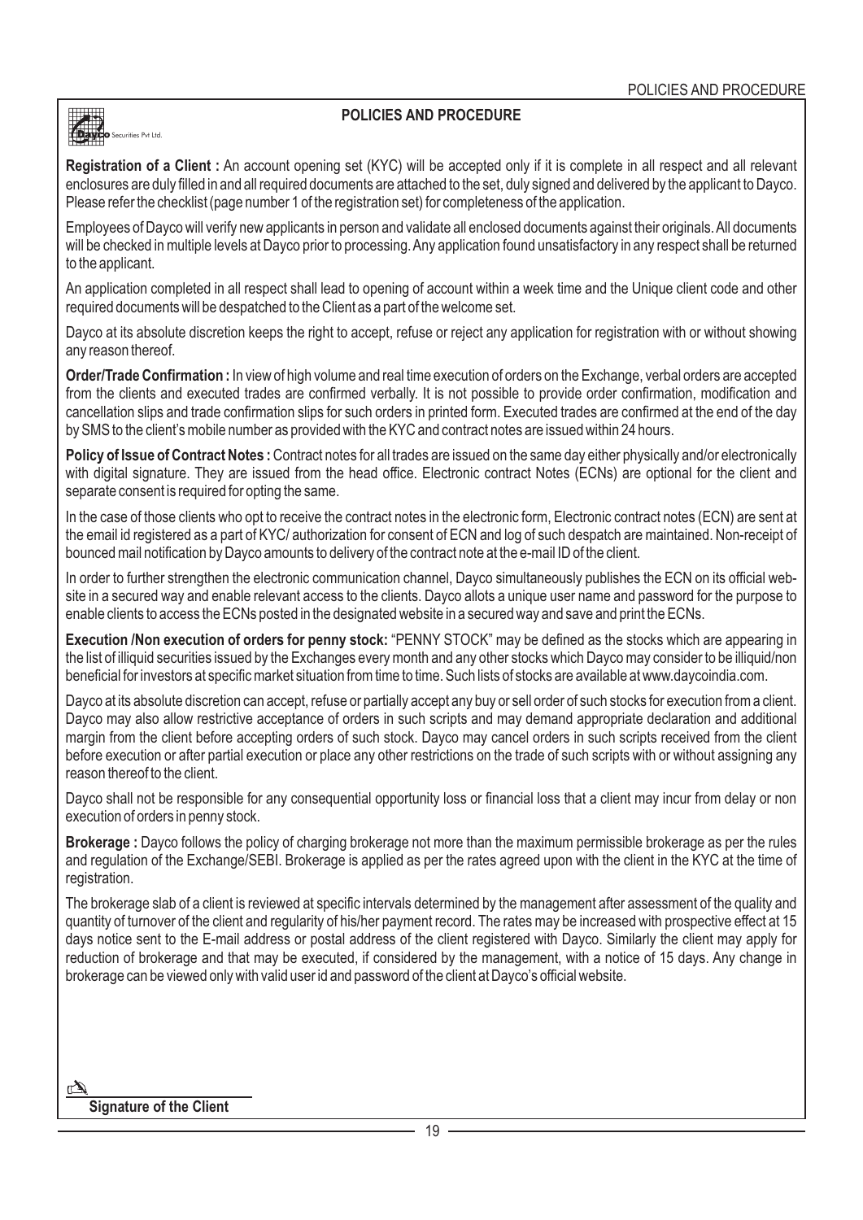## POLICIES AND PROCEDURE

Dayco Securities Pvt Ltd.

**Registration of a Client :** An account opening set (KYC) will be accepted only if it is complete in all respect and all relevant enclosures are duly filled in and all required documents are attached to the set, duly signed and delivered by the applicant to Dayco. Please refer the checklist (page number 1 of the registration set) for completeness of the application.

Employees of Dayco will verify new applicants in person and validate all enclosed documents against their originals. All documents will be checked in multiple levels at Dayco prior to processing. Any application found unsatisfactory in any respect shall be returned to the applicant.

An application completed in all respect shall lead to opening of account within a week time and the Unique client code and other required documents will be despatched to the Client as a part of the welcome set.

Dayco at its absolute discretion keeps the right to accept, refuse or reject any application for registration with or without showing any reason thereof.

**Order/Trade Confirmation :** In view of high volume and real time execution of orders on the Exchange, verbal orders are accepted from the clients and executed trades are confirmed verbally. It is not possible to provide order confirmation, modification and cancellation slips and trade confirmation slips for such orders in printed form. Executed trades are confirmed at the end of the day by SMS to the client's mobile number as provided with the KYC and contract notes are issued within 24 hours.

**Policy of Issue of Contract Notes :** Contract notes for all trades are issued on the same day either physically and/or electronically with digital signature. They are issued from the head office. Electronic contract Notes (ECNs) are optional for the client and separate consent is required for opting the same.

In the case of those clients who opt to receive the contract notes in the electronic form, Electronic contract notes (ECN) are sent at the email id registered as a part of KYC/ authorization for consent of ECN and log of such despatch are maintained. Non-receipt of bounced mail notification by Dayco amounts to delivery of the contract note at the e-mail ID of the client.

In order to further strengthen the electronic communication channel, Dayco simultaneously publishes the ECN on its official web-site in a secured way and enable relevant access to the clients. Dayco allots a unique user name and password for the purpose to enable clients to access the ECNs posted in the designated website in a secured way and save and print the ECNs.

**Execution /Non execution of orders for penny stock:** "PENNY STOCK" may be defined as the stocks which are appearing in the list of illiquid securities issued by the Exchanges every month and any other stocks which Dayco may consider to be illiquid/non beneficial for investors at specific market situation from time to time. Such lists of stocks are available at www.daycoindia.com.

Dayco at its absolute discretion can accept, refuse or partially accept any buy or sell order of such stocks for execution from a client. Dayco may also allow restrictive acceptance of orders in such scripts and may demand appropriate declaration and additional margin from the client before accepting orders of such stock. Dayco may cancel orders in such scripts received from the client before execution or after partial execution or place any other restrictions on the trade of such scripts with or without assigning any reason thereof to the client.

Dayco shall not be responsible for any consequential opportunity loss or financial loss that a client may incur from delay or non execution of orders in penny stock.

**Brokerage :** Dayco follows the policy of charging brokerage not more than the maximum permissible brokerage as per the rules and regulation of the Exchange/SEBI. Brokerage is applied as per the rates agreed upon with the client in the KYC at the time of registration.

The brokerage slab of a client is reviewed at specific intervals determined by the management after assessment of the quality and quantity of turnover of the client and regularity of his/her payment record. The rates may be increased with prospective effect at 15 days notice sent to the E-mail address or postal address of the client registered with Dayco. Similarly the client may apply for reduction of brokerage and that may be executed, if considered by the management, with a notice of 15 days. Any change in brokerage can be viewed only with valid user id and password of the client at Dayco's official website.

**Signature of the Client**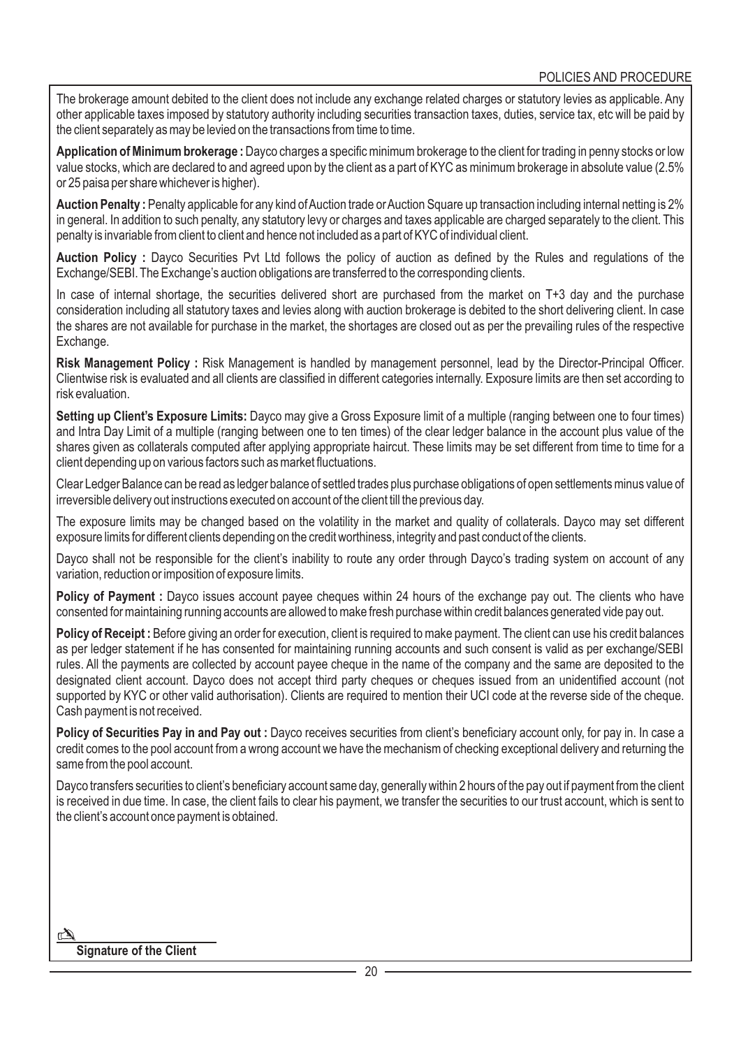The brokerage amount debited to the client does not include any exchange related charges or statutory levies as applicable. Any other applicable taxes imposed by statutory authority including securities transaction taxes, duties, service tax, etc will be paid by the client separately as may be levied on the transactions from time to time.

**Application of Minimum brokerage :** Dayco charges a specific minimum brokerage to the client for trading in penny stocks or low value stocks, which are declared to and agreed upon by the client as a part of KYC as minimum brokerage in absolute value (2.5% or 25 paisa per share whichever is higher).

**Auction Penalty :** Penalty applicable for any kind of Auction trade or Auction Square up transaction including internal netting is 2% in general. In addition to such penalty, any statutory levy or charges and taxes applicable are charged separately to the client. This penalty is invariable from client to client and hence not included as a part of KYC of individual client.

**Auction Policy :** Dayco Securities Pvt Ltd follows the policy of auction as defined by the Rules and regulations of the Exchange/SEBI. The Exchange's auction obligations are transferred to the corresponding clients.

In case of internal shortage, the securities delivered short are purchased from the market on T+3 day and the purchase consideration including all statutory taxes and levies along with auction brokerage is debited to the short delivering client. In case the shares are not available for purchase in the market, the shortages are closed out as per the prevailing rules of the respective Exchange.

**Risk Management Policy :** Risk Management is handled by management personnel, lead by the Director-Principal Officer. Clientwise risk is evaluated and all clients are classified in different categories internally. Exposure limits are then set according to risk evaluation.

**Setting up Client's Exposure Limits:** Dayco may give a Gross Exposure limit of a multiple (ranging between one to four times) and Intra Day Limit of a multiple (ranging between one to ten times) of the clear ledger balance in the account plus value of the shares given as collaterals computed after applying appropriate haircut. These limits may be set different from time to time for a client depending up on various factors such as market fluctuations.

Clear Ledger Balance can be read as ledger balance of settled trades plus purchase obligations of open settlements minus value of irreversible delivery out instructions executed on account of the client till the previous day.

The exposure limits may be changed based on the volatility in the market and quality of collaterals. Dayco may set different exposure limits for different clients depending on the credit worthiness, integrity and past conduct of the clients.

Dayco shall not be responsible for the client's inability to route any order through Dayco's trading system on account of any variation, reduction or imposition of exposure limits.

**Policy of Payment :** Dayco issues account payee cheques within 24 hours of the exchange pay out. The clients who have consented for maintaining running accounts are allowed to make fresh purchase within credit balances generated vide pay out.

**Policy of Receipt :** Before giving an order for execution, client is required to make payment. The client can use his credit balances as per ledger statement if he has consented for maintaining running accounts and such consent is valid as per exchange/SEBI rules. All the payments are collected by account payee cheque in the name of the company and the same are deposited to the designated client account. Dayco does not accept third party cheques or cheques issued from an unidentified account (not supported by KYC or other valid authorisation). Clients are required to mention their UCI code at the reverse side of the cheque. Cash payment is not received.

**Policy of Securities Pay in and Pay out :** Dayco receives securities from client's beneficiary account only, for pay in. In case a credit comes to the pool account from a wrong account we have the mechanism of checking exceptional delivery and returning the same from the pool account.

Dayco transfers securities to client's beneficiary account same day, generally within 2 hours of the pay out if payment from the client is received in due time. In case, the client fails to clear his payment, we transfer the securities to our trust account, which is sent to the client's account once payment is obtained.

✍ ______________________

**Signature of the Client**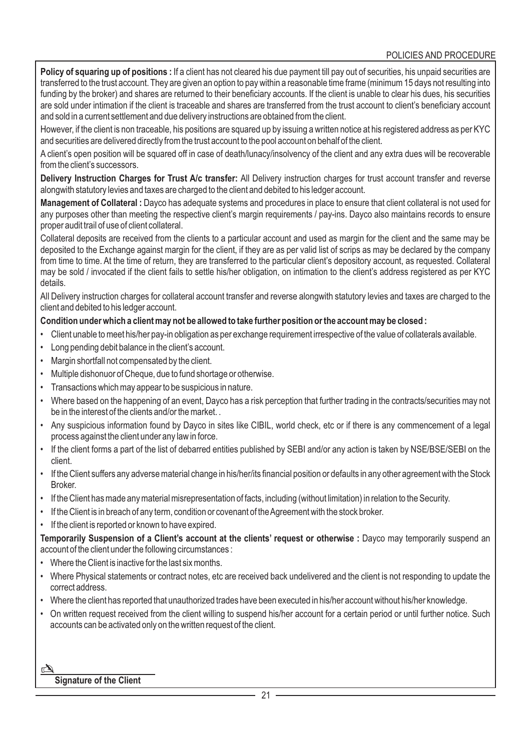**Policy of squaring up of positions :** If a client has not cleared his due payment till pay out of securities, his unpaid securities are transferred to the trust account. They are given an option to pay within a reasonable time frame (minimum 15 days not resulting into funding by the broker) and shares are returned to their beneficiary accounts. If the client is unable to clear his dues, his securities are sold under intimation if the client is traceable and shares are transferred from the trust account to client's beneficiary account and sold in a current settlement and due delivery instructions are obtained from the client.

However, if the client is non traceable, his positions are squared up by issuing a written notice at his registered address as per KYC and securities are delivered directly from the trust account to the pool account on behalf of the client.

A client's open position will be squared off in case of death/lunacy/insolvency of the client and any extra dues will be recoverable from the client's successors.

**Delivery Instruction Charges for Trust A/c transfer:** All Delivery instruction charges for trust account transfer and reverse alongwith statutory levies and taxes are charged to the client and debited to his ledger account.

**Management of Collateral :** Dayco has adequate systems and procedures in place to ensure that client collateral is not used for any purposes other than meeting the respective client's margin requirements / pay-ins. Dayco also maintains records to ensure proper audit trail of use of client collateral.

Collateral deposits are received from the clients to a particular account and used as margin for the client and the same may be deposited to the Exchange against margin for the client, if they are as per valid list of scrips as may be declared by the company from time to time. At the time of return, they are transferred to the particular client's depository account, as requested. Collateral may be sold / invocated if the client fails to settle his/her obligation, on intimation to the client's address registered as per KYC details.

All Delivery instruction charges for collateral account transfer and reverse alongwith statutory levies and taxes are charged to the client and debited to his ledger account.

**Condition under which a client may not be allowed to take further position or the account may be closed :**

- Client unable to meet his/her pay-in obligation as per exchange requirement irrespective of the value of collaterals available.
- Long pending debit balance in the client's account.
- Margin shortfall not compensated by the client.
- Multiple dishonuor of Cheque, due to fund shortage or otherwise.
- Transactions which may appear to be suspicious in nature.
- Where based on the happening of an event, Dayco has a risk perception that further trading in the contracts/securities may not be in the interest of the clients and/or the market. .
- Any suspicious information found by Dayco in sites like CIBIL, world check, etc or if there is any commencement of a legal process against the client under any law in force.
- If the client forms a part of the list of debarred entities published by SEBI and/or any action is taken by NSE/BSE/SEBI on the client.
- If the Client suffers any adverse material change in his/her/its financial position or defaults in any other agreement with the Stock Broker.
- If the Client has made any material misrepresentation of facts, including (without limitation) in relation to the Security.
- If the Client is in breach of any term, condition or covenant of the Agreement with the stock broker.
- If the client is reported or known to have expired.

**Temporarily Suspension of a Client's account at the clients' request or otherwise :** Dayco may temporarily suspend an account of the client under the following circumstances :

- Where the Client is inactive for the last six months.
- Where Physical statements or contract notes, etc are received back undelivered and the client is not responding to update the correct address.
- Where the client has reported that unauthorized trades have been executed in his/her account without his/her knowledge.
- On written request received from the client willing to suspend his/her account for a certain period or until further notice. Such accounts can be activated only on the written request of the client.

**Signature of the Client**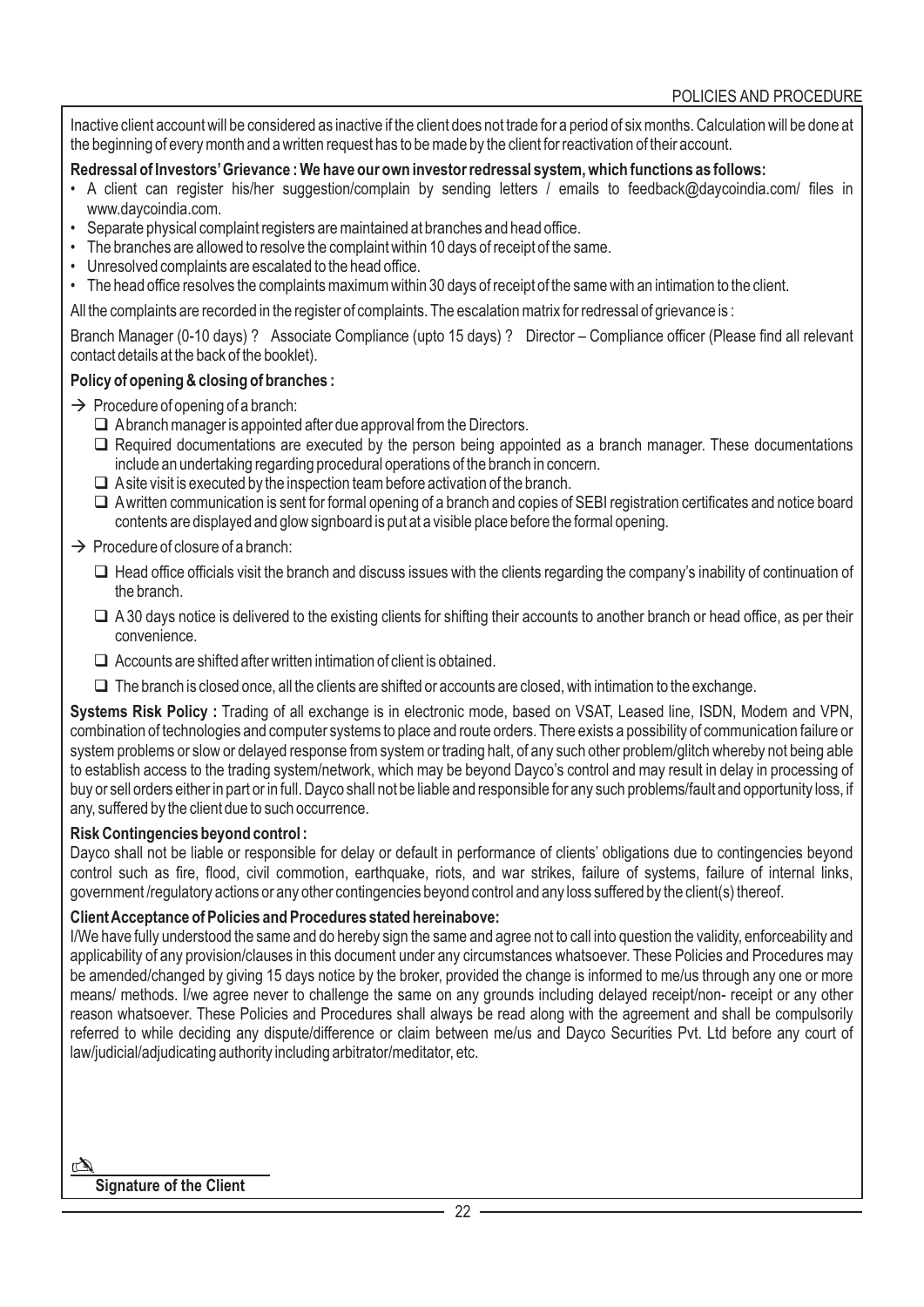Inactive client account will be considered as inactive if the client does not trade for a period of six months. Calculation will be done at the beginning of every month and a written request has to be made by the client for reactivation of their account.

**Redressal of Investors' Grievance : We have our own investor redressal system, which functions as follows:**

- A client can register his/her suggestion/complain by sending letters / emails to feedback@daycoindia.com/ files in www.daycoindia.com.
- Separate physical complaint registers are maintained at branches and head office.
- The branches are allowed to resolve the complaint within 10 days of receipt of the same.
- Unresolved complaints are escalated to the head office.
- The head office resolves the complaints maximum within 30 days of receipt of the same with an intimation to the client.

All the complaints are recorded in the register of complaints. The escalation matrix for redressal of grievance is :

Branch Manager (0-10 days) ? Associate Compliance (upto 15 days) ? Director – Compliance officer (Please find all relevant contact details at the back of the booklet).

**Policy of opening & closing of branches :**

→ Procedure of opening of a branch:

- ❑ A branch manager is appointed after due approval from the Directors.
- ❑ Required documentations are executed by the person being appointed as a branch manager. These documentations include an undertaking regarding procedural operations of the branch in concern.
- ❑ A site visit is executed by the inspection team before activation of the branch.
- ❑ A written communication is sent for formal opening of a branch and copies of SEBI registration certificates and notice board contents are displayed and glow signboard is put at a visible place before the formal opening.

→ Procedure of closure of a branch:

- ❑ Head office officials visit the branch and discuss issues with the clients regarding the company's inability of continuation of the branch.
- ❑ A 30 days notice is delivered to the existing clients for shifting their accounts to another branch or head office, as per their convenience.
- ❑ Accounts are shifted after written intimation of client is obtained.
- ❑ The branch is closed once, all the clients are shifted or accounts are closed, with intimation to the exchange.

**Systems Risk Policy :** Trading of all exchange is in electronic mode, based on VSAT, Leased line, ISDN, Modem and VPN, combination of technologies and computer systems to place and route orders. There exists a possibility of communication failure or system problems or slow or delayed response from system or trading halt, of any such other problem/glitch whereby not being able to establish access to the trading system/network, which may be beyond Dayco's control and may result in delay in processing of buy or sell orders either in part or in full. Dayco shall not be liable and responsible for any such problems/fault and opportunity loss, if any, suffered by the client due to such occurrence.

**Risk Contingencies beyond control :**

Dayco shall not be liable or responsible for delay or default in performance of clients' obligations due to contingencies beyond control such as fire, flood, civil commotion, earthquake, riots, and war strikes, failure of systems, failure of internal links, government /regulatory actions or any other contingencies beyond control and any loss suffered by the client(s) thereof.

**Client Acceptance of Policies and Procedures stated hereinabove:**

I/We have fully understood the same and do hereby sign the same and agree not to call into question the validity, enforceability and applicability of any provision/clauses in this document under any circumstances whatsoever. These Policies and Procedures may be amended/changed by giving 15 days notice by the broker, provided the change is informed to me/us through any one or more means/ methods. I/we agree never to challenge the same on any grounds including delayed receipt/non- receipt or any other reason whatsoever. These Policies and Procedures shall always be read along with the agreement and shall be compulsorily referred to while deciding any dispute/difference or claim between me/us and Dayco Securities Pvt. Ltd before any court of law/judicial/adjudicating authority including arbitrator/meditator, etc.

**Signature of the Client**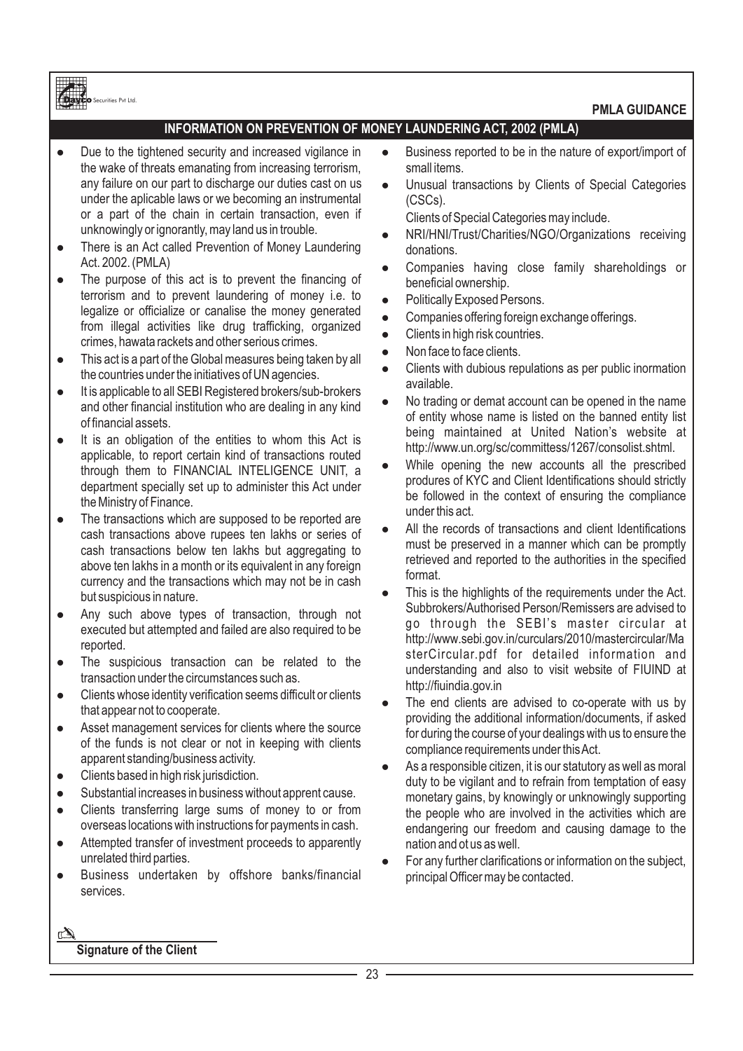Dayco Securities Pvt Ltd.

**PMLA GUIDANCE**

## INFORMATION ON PREVENTION OF MONEY LAUNDERING ACT, 2002 (PMLA)

- Due to the tightened security and increased vigilance in the wake of threats emanating from increasing terrorism, any failure on our part to discharge our duties cast on us under the aplicable laws or we becoming an instrumental or a part of the chain in certain transaction, even if unknowingly or ignorantly, may land us in trouble.
- There is an Act called Prevention of Money Laundering Act. 2002. (PMLA)
- The purpose of this act is to prevent the financing of terrorism and to prevent laundering of money i.e. to legalize or officialize or canalise the money generated from illegal activities like drug trafficking, organized crimes, hawata rackets and other serious crimes.
- This act is a part of the Global measures being taken by all the countries under the initiatives of UN agencies.
- It is applicable to all SEBI Registered brokers/sub-brokers and other financial institution who are dealing in any kind of financial assets.
- It is an obligation of the entities to whom this Act is applicable, to report certain kind of transactions routed through them to FINANCIAL INTELIGENCE UNIT, a department specially set up to administer this Act under the Ministry of Finance.
- The transactions which are supposed to be reported are cash transactions above rupees ten lakhs or series of cash transactions below ten lakhs but aggregating to above ten lakhs in a month or its equivalent in any foreign currency and the transactions which may not be in cash but suspicious in nature.
- Any such above types of transaction, through not executed but attempted and failed are also required to be reported.
- The suspicious transaction can be related to the transaction under the circumstances such as.
- Clients whose identity verification seems difficult or clients that appear not to cooperate.
- Asset management services for clients where the source of the funds is not clear or not in keeping with clients apparent standing/business activity.
- Clients based in high risk jurisdiction.
- Substantial increases in business without apprent cause.
- Clients transferring large sums of money to or from overseas locations with instructions for payments in cash.
- Attempted transfer of investment proceeds to apparently unrelated third parties.
- Business undertaken by offshore banks/financial services.
- Business reported to be in the nature of export/import of small items.
- Unusual transactions by Clients of Special Categories (CSCs).

  Clients of Special Categories may include.
- NRI/HNI/Trust/Charities/NGO/Organizations receiving donations.
- Companies having close family shareholdings or beneficial ownership.
- Politically Exposed Persons.
- Companies offering foreign exchange offerings.
- Clients in high risk countries.
- Non face to face clients.
- Clients with dubious repulations as per public inormation available.
- No trading or demat account can be opened in the name of entity whose name is listed on the banned entity list being maintained at United Nation's website at http://www.un.org/sc/committess/1267/consolist.shtml.
- While opening the new accounts all the prescribed produres of KYC and Client Identifications should strictly be followed in the context of ensuring the compliance under this act.
- All the records of transactions and client Identifications must be preserved in a manner which can be promptly retrieved and reported to the authorities in the specified format.
- This is the highlights of the requirements under the Act. Subbrokers/Authorised Person/Remissers are advised to go through the SEBI's master circular at http://www.sebi.gov.in/curculars/2010/mastercircular/MasterCircular.pdf for detailed information and understanding and also to visit website of FIUIND at http://fiuindia.gov.in
- The end clients are advised to co-operate with us by providing the additional information/documents, if asked for during the course of your dealings with us to ensure the compliance requirements under this Act.
- As a responsible citizen, it is our statutory as well as moral duty to be vigilant and to refrain from temptation of easy monetary gains, by knowingly or unknowingly supporting the people who are involved in the activities which are endangering our freedom and causing damage to the nation and ot us as well.
- For any further clarifications or information on the subject, principal Officer may be contacted.

______________________

**Signature of the Client**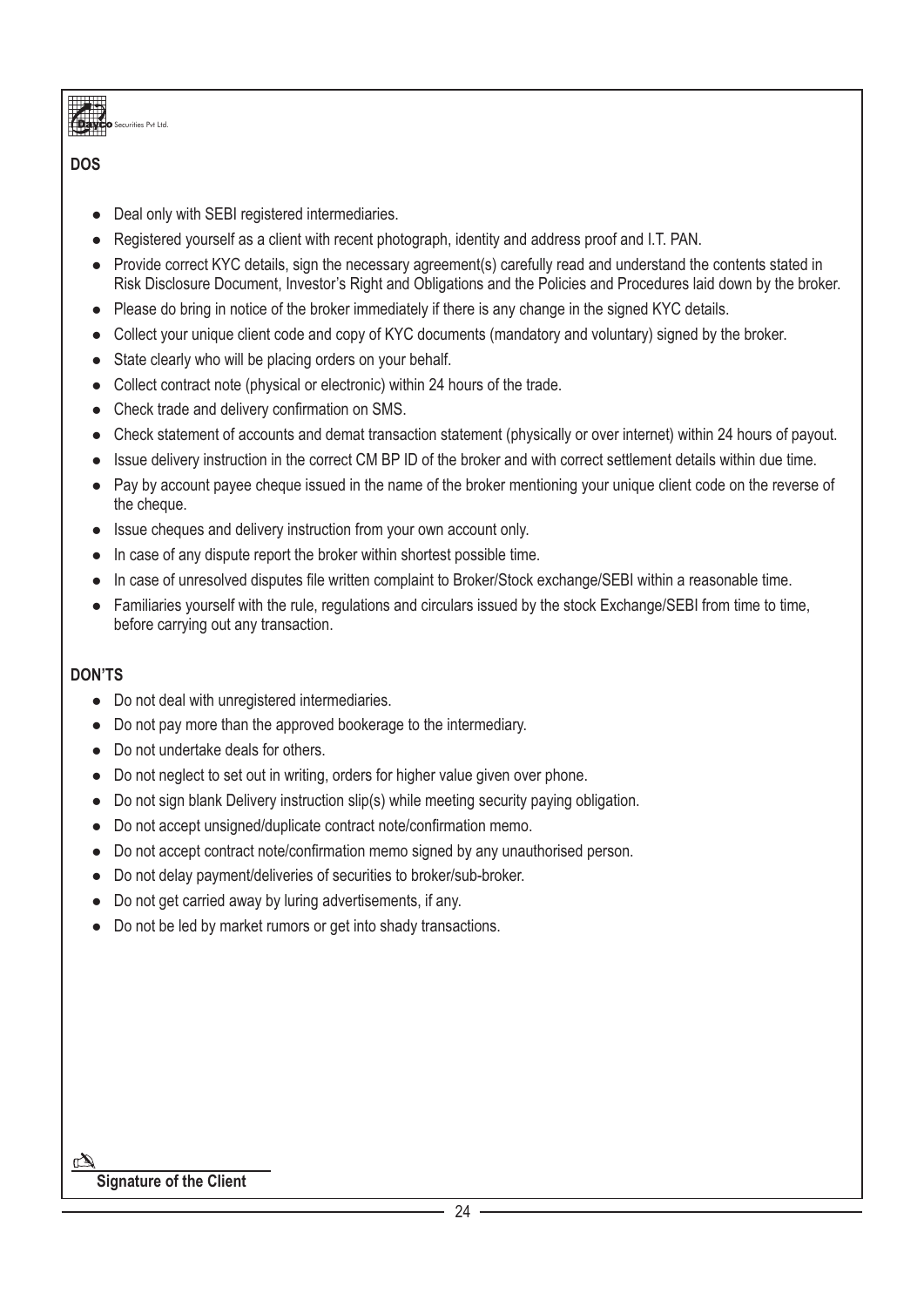## DOS

- Deal only with SEBI registered intermediaries.
- Registered yourself as a client with recent photograph, identity and address proof and I.T. PAN.
- Provide correct KYC details, sign the necessary agreement(s) carefully read and understand the contents stated in Risk Disclosure Document, Investor's Right and Obligations and the Policies and Procedures laid down by the broker.
- Please do bring in notice of the broker immediately if there is any change in the signed KYC details.
- Collect your unique client code and copy of KYC documents (mandatory and voluntary) signed by the broker.
- State clearly who will be placing orders on your behalf.
- Collect contract note (physical or electronic) within 24 hours of the trade.
- Check trade and delivery confirmation on SMS.
- Check statement of accounts and demat transaction statement (physically or over internet) within 24 hours of payout.
- Issue delivery instruction in the correct CM BP ID of the broker and with correct settlement details within due time.
- Pay by account payee cheque issued in the name of the broker mentioning your unique client code on the reverse of the cheque.
- Issue cheques and delivery instruction from your own account only.
- In case of any dispute report the broker within shortest possible time.
- In case of unresolved disputes file written complaint to Broker/Stock exchange/SEBI within a reasonable time.
- Familiaries yourself with the rule, regulations and circulars issued by the stock Exchange/SEBI from time to time, before carrying out any transaction.

## DON'TS

- Do not deal with unregistered intermediaries.
- Do not pay more than the approved bookerage to the intermediary.
- Do not undertake deals for others.
- Do not neglect to set out in writing, orders for higher value given over phone.
- Do not sign blank Delivery instruction slip(s) while meeting security paying obligation.
- Do not accept unsigned/duplicate contract note/confirmation memo.
- Do not accept contract note/confirmation memo signed by any unauthorised person.
- Do not delay payment/deliveries of securities to broker/sub-broker.
- Do not get carried away by luring advertisements, if any.
- Do not be led by market rumors or get into shady transactions.

**Signature of the Client**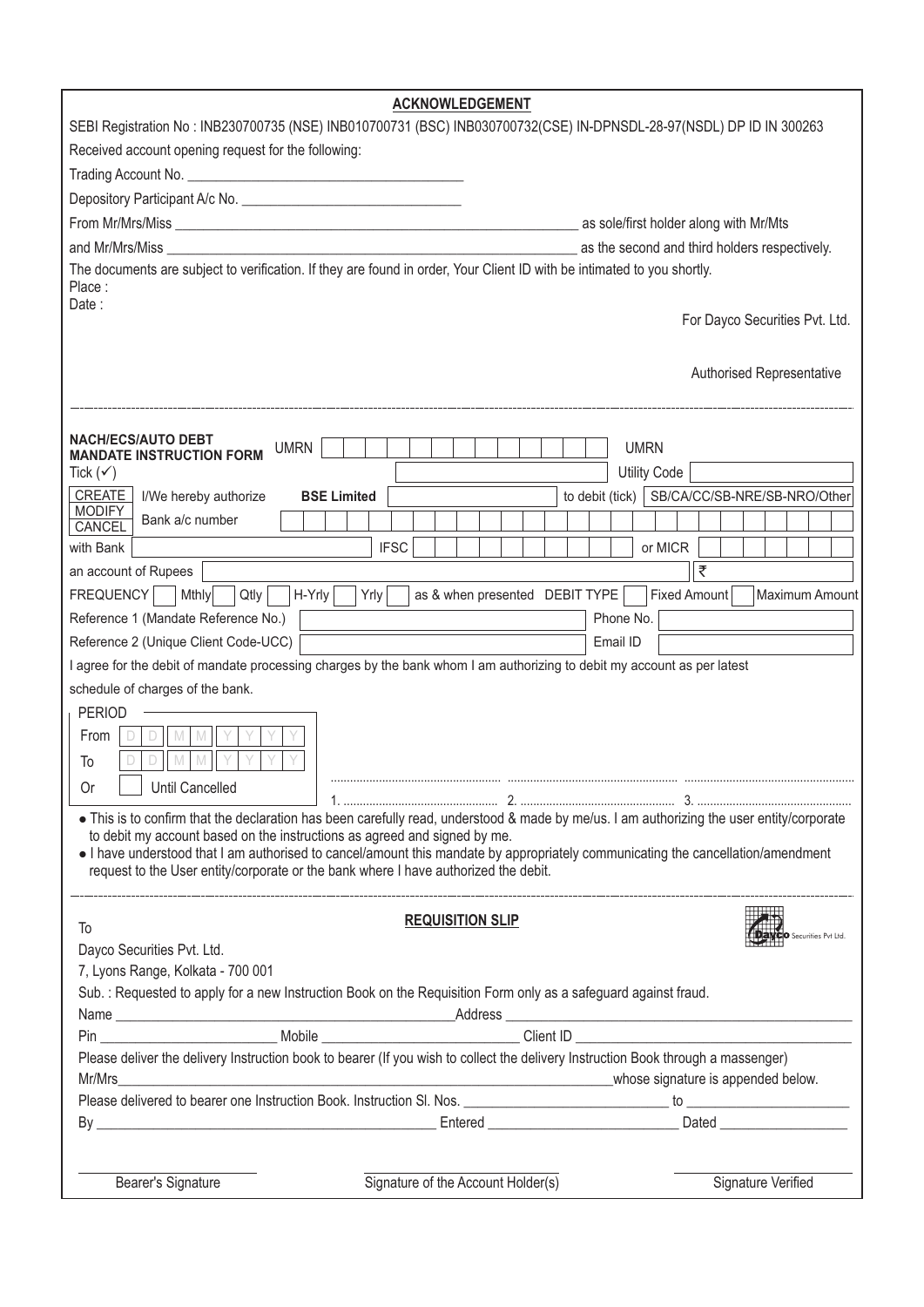## ACKNOWLEDGEMENT

SEBI Registration No : INB230700735 (NSE) INB010700731 (BSC) INB030700732(CSE) IN-DPNSDL-28-97(NSDL) DP ID IN 300263

Received account opening request for the following:

Trading Account No. ______________________________

Depository Participant A/c No. ______________________________

From Mr/Mrs/Miss ______________________________ as sole/first holder along with Mr/Mts

and Mr/Mrs/Miss ______________________________ as the second and third holders respectively.

The documents are subject to verification. If they are found in order, Your Client ID with be intimated to you shortly.

Place :

Date :

For Dayco Securities Pvt. Ltd.

Authorised Representative

---

**NACH/ECS/AUTO DEBT MANDATE INSTRUCTION FORM** UMRN [ ] UMRN

Tick (✓) Utility Code [ ]

CREATE / MODIFY / CANCEL — I/We hereby authorize **BSE Limited** [ ] to debit (tick) SB/CA/CC/SB-NRE/SB-NRO/Other

Bank a/c number [ ]

with Bank [ ] IFSC [ ] or MICR [ ]

an account of Rupees [ ] ₹ [ ]

FREQUENCY [ ] Mthly [ ] Qtly [ ] H-Yrly [ ] Yrly [ ] as & when presented DEBIT TYPE [ ] Fixed Amount [ ] Maximum Amount

Reference 1 (Mandate Reference No.) [ ] Phone No. [ ]

Reference 2 (Unique Client Code-UCC) [ ] Email ID [ ]

I agree for the debit of mandate processing charges by the bank whom I am authorizing to debit my account as per latest schedule of charges of the bank.

PERIOD

From D D M M Y Y Y Y

To D D M M Y Y Y Y

Or [ ] Until Cancelled

1. .................... 2. .................... 3. ....................

- This is to confirm that the declaration has been carefully read, understood & made by me/us. I am authorizing the user entity/corporate to debit my account based on the instructions as agreed and signed by me.
- I have understood that I am authorised to cancel/amount this mandate by appropriately communicating the cancellation/amendment request to the User entity/corporate or the bank where I have authorized the debit.

---

## REQUISITION SLIP

To

Dayco Securities Pvt. Ltd.

7, Lyons Range, Kolkata - 700 001

Sub. : Requested to apply for a new Instruction Book on the Requisition Form only as a safeguard against fraud.

Name ______________________________ Address ______________________________

Pin ______________ Mobile ______________ Client ID ______________

Please deliver the delivery Instruction book to bearer (If you wish to collect the delivery Instruction Book through a massenger)

Mr/Mrs______________________________whose signature is appended below.

Please delivered to bearer one Instruction Book. Instruction Sl. Nos. ______________ to ______________

By ______________________________ Entered ______________ Dated ______________

Bearer's Signature Signature of the Account Holder(s) Signature Verified